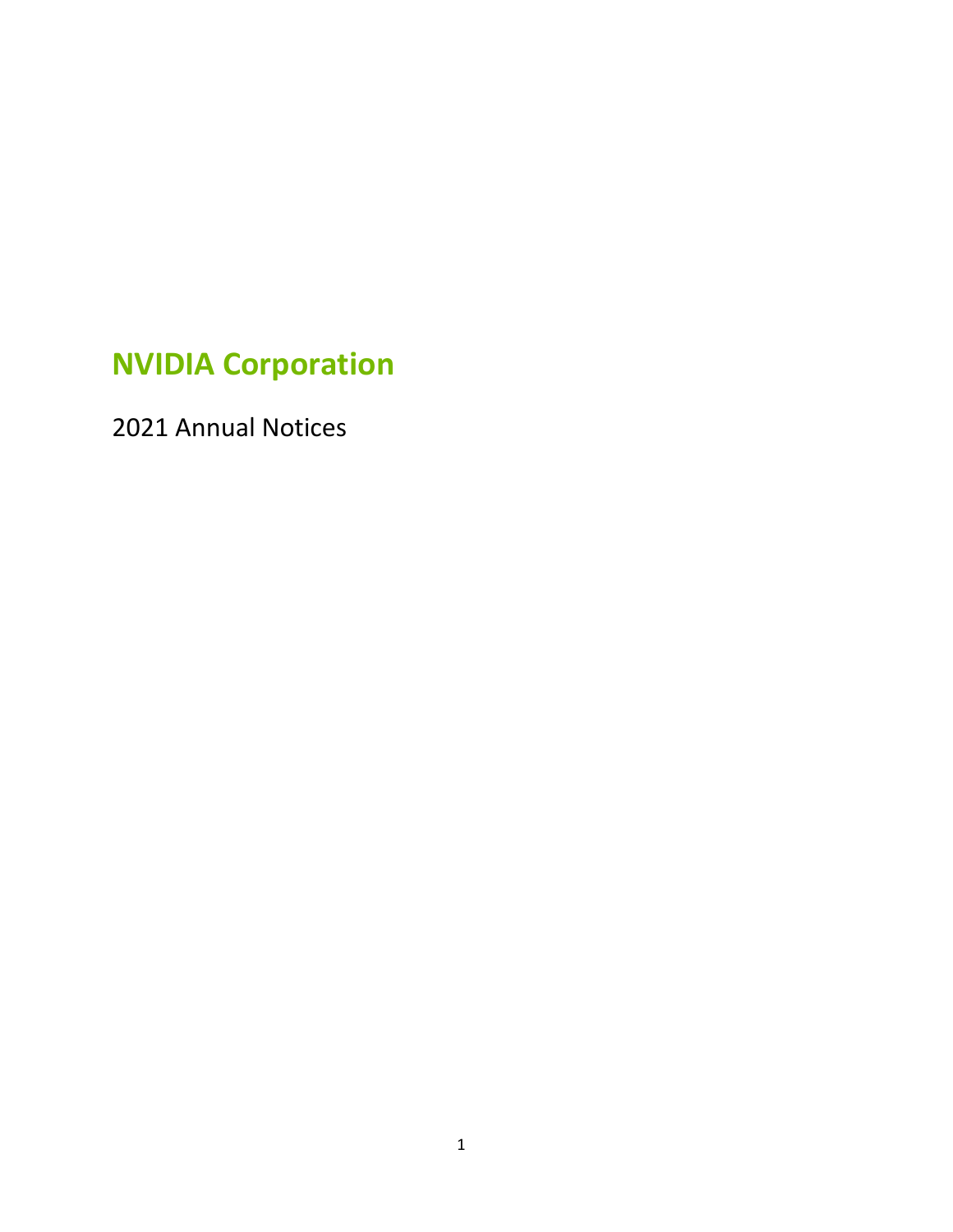# NVIDIA Corporation

2021 Annual Notices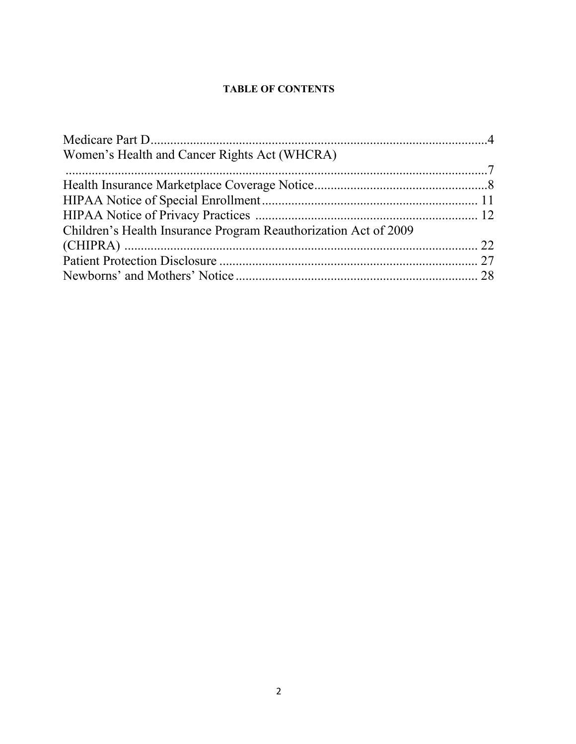**TABLE OF CONTENTS**

| Section | Page |
| --- | --- |
| Medicare Part D | 4 |
| Women's Health and Cancer Rights Act (WHCRA) | 7 |
| Health Insurance Marketplace Coverage Notice | 8 |
| HIPAA Notice of Special Enrollment | 11 |
| HIPAA Notice of Privacy Practices | 12 |
| Children's Health Insurance Program Reauthorization Act of 2009 (CHIPRA) | 22 |
| Patient Protection Disclosure | 27 |
| Newborns' and Mothers' Notice | 28 |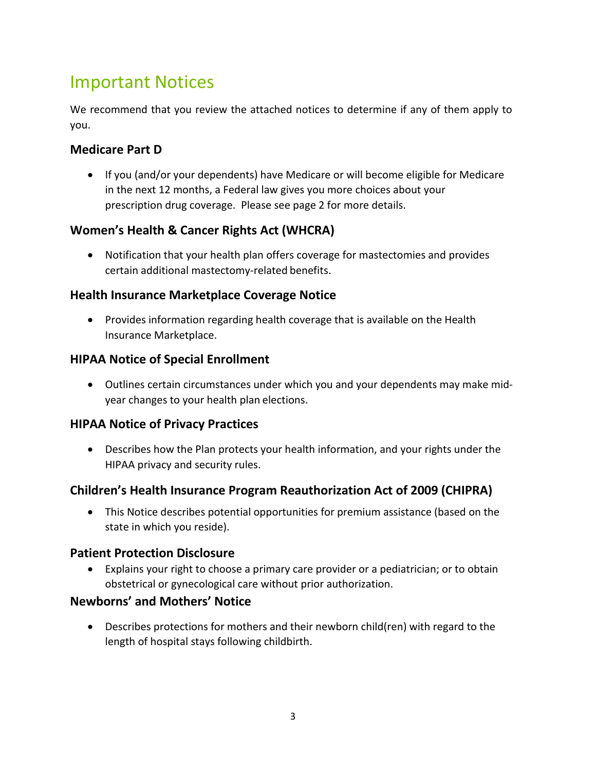# Important Notices

We recommend that you review the attached notices to determine if any of them apply to you.

### Medicare Part D

- If you (and/or your dependents) have Medicare or will become eligible for Medicare in the next 12 months, a Federal law gives you more choices about your prescription drug coverage. Please see page 2 for more details.

### Women's Health & Cancer Rights Act (WHCRA)

- Notification that your health plan offers coverage for mastectomies and provides certain additional mastectomy-related benefits.

### Health Insurance Marketplace Coverage Notice

- Provides information regarding health coverage that is available on the Health Insurance Marketplace.

### HIPAA Notice of Special Enrollment

- Outlines certain circumstances under which you and your dependents may make mid-year changes to your health plan elections.

### HIPAA Notice of Privacy Practices

- Describes how the Plan protects your health information, and your rights under the HIPAA privacy and security rules.

### Children's Health Insurance Program Reauthorization Act of 2009 (CHIPRA)

- This Notice describes potential opportunities for premium assistance (based on the state in which you reside).

### Patient Protection Disclosure

- Explains your right to choose a primary care provider or a pediatrician; or to obtain obstetrical or gynecological care without prior authorization.

### Newborns' and Mothers' Notice

- Describes protections for mothers and their newborn child(ren) with regard to the length of hospital stays following childbirth.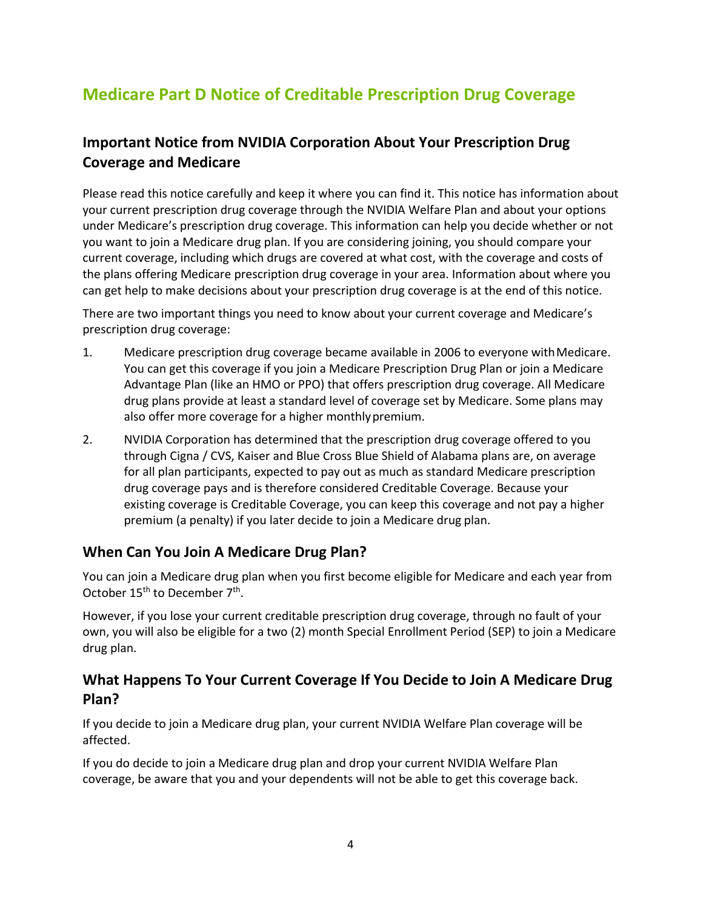## Medicare Part D Notice of Creditable Prescription Drug Coverage

### Important Notice from NVIDIA Corporation About Your Prescription Drug Coverage and Medicare

Please read this notice carefully and keep it where you can find it. This notice has information about your current prescription drug coverage through the NVIDIA Welfare Plan and about your options under Medicare's prescription drug coverage. This information can help you decide whether or not you want to join a Medicare drug plan. If you are considering joining, you should compare your current coverage, including which drugs are covered at what cost, with the coverage and costs of the plans offering Medicare prescription drug coverage in your area. Information about where you can get help to make decisions about your prescription drug coverage is at the end of this notice.

There are two important things you need to know about your current coverage and Medicare's prescription drug coverage:

1. Medicare prescription drug coverage became available in 2006 to everyone with Medicare. You can get this coverage if you join a Medicare Prescription Drug Plan or join a Medicare Advantage Plan (like an HMO or PPO) that offers prescription drug coverage. All Medicare drug plans provide at least a standard level of coverage set by Medicare. Some plans may also offer more coverage for a higher monthly premium.
2. NVIDIA Corporation has determined that the prescription drug coverage offered to you through Cigna / CVS, Kaiser and Blue Cross Blue Shield of Alabama plans are, on average for all plan participants, expected to pay out as much as standard Medicare prescription drug coverage pays and is therefore considered Creditable Coverage. Because your existing coverage is Creditable Coverage, you can keep this coverage and not pay a higher premium (a penalty) if you later decide to join a Medicare drug plan.

### When Can You Join A Medicare Drug Plan?

You can join a Medicare drug plan when you first become eligible for Medicare and each year from October 15th to December 7th.

However, if you lose your current creditable prescription drug coverage, through no fault of your own, you will also be eligible for a two (2) month Special Enrollment Period (SEP) to join a Medicare drug plan.

### What Happens To Your Current Coverage If You Decide to Join A Medicare Drug Plan?

If you decide to join a Medicare drug plan, your current NVIDIA Welfare Plan coverage will be affected.

If you do decide to join a Medicare drug plan and drop your current NVIDIA Welfare Plan coverage, be aware that you and your dependents will not be able to get this coverage back.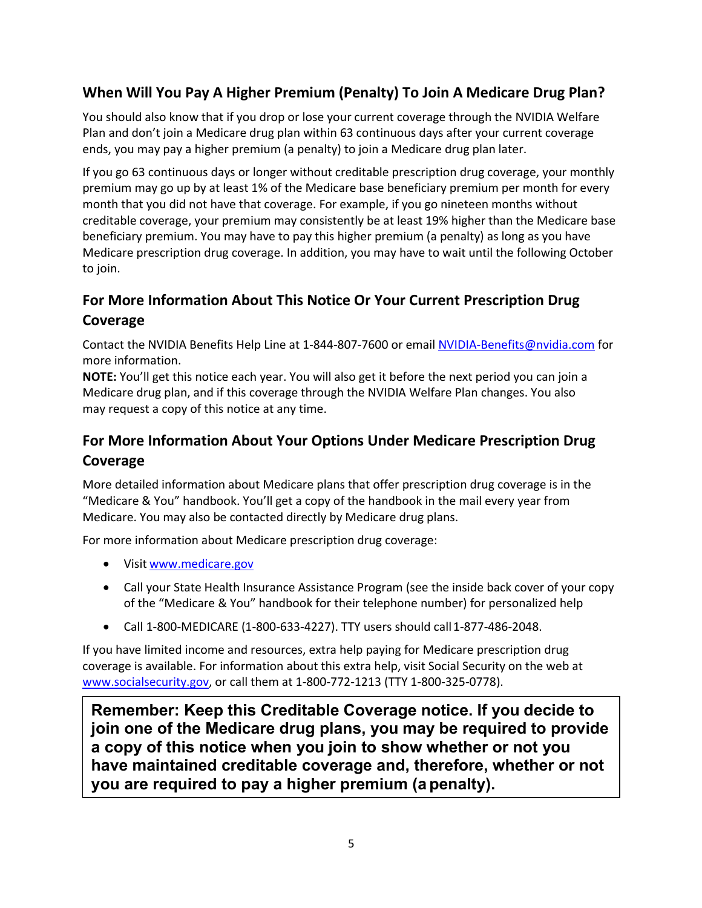## When Will You Pay A Higher Premium (Penalty) To Join A Medicare Drug Plan?

You should also know that if you drop or lose your current coverage through the NVIDIA Welfare Plan and don't join a Medicare drug plan within 63 continuous days after your current coverage ends, you may pay a higher premium (a penalty) to join a Medicare drug plan later.

If you go 63 continuous days or longer without creditable prescription drug coverage, your monthly premium may go up by at least 1% of the Medicare base beneficiary premium per month for every month that you did not have that coverage. For example, if you go nineteen months without creditable coverage, your premium may consistently be at least 19% higher than the Medicare base beneficiary premium. You may have to pay this higher premium (a penalty) as long as you have Medicare prescription drug coverage. In addition, you may have to wait until the following October to join.

## For More Information About This Notice Or Your Current Prescription Drug Coverage

Contact the NVIDIA Benefits Help Line at 1-844-807-7600 or email NVIDIA-Benefits@nvidia.com for more information.
**NOTE:** You'll get this notice each year. You will also get it before the next period you can join a Medicare drug plan, and if this coverage through the NVIDIA Welfare Plan changes. You also may request a copy of this notice at any time.

## For More Information About Your Options Under Medicare Prescription Drug Coverage

More detailed information about Medicare plans that offer prescription drug coverage is in the "Medicare & You" handbook. You'll get a copy of the handbook in the mail every year from Medicare. You may also be contacted directly by Medicare drug plans.

For more information about Medicare prescription drug coverage:

- Visit www.medicare.gov
- Call your State Health Insurance Assistance Program (see the inside back cover of your copy of the "Medicare & You" handbook for their telephone number) for personalized help
- Call 1-800-MEDICARE (1-800-633-4227). TTY users should call 1-877-486-2048.

If you have limited income and resources, extra help paying for Medicare prescription drug coverage is available. For information about this extra help, visit Social Security on the web at www.socialsecurity.gov, or call them at 1-800-772-1213 (TTY 1-800-325-0778).

**Remember: Keep this Creditable Coverage notice. If you decide to join one of the Medicare drug plans, you may be required to provide a copy of this notice when you join to show whether or not you have maintained creditable coverage and, therefore, whether or not you are required to pay a higher premium (a penalty).**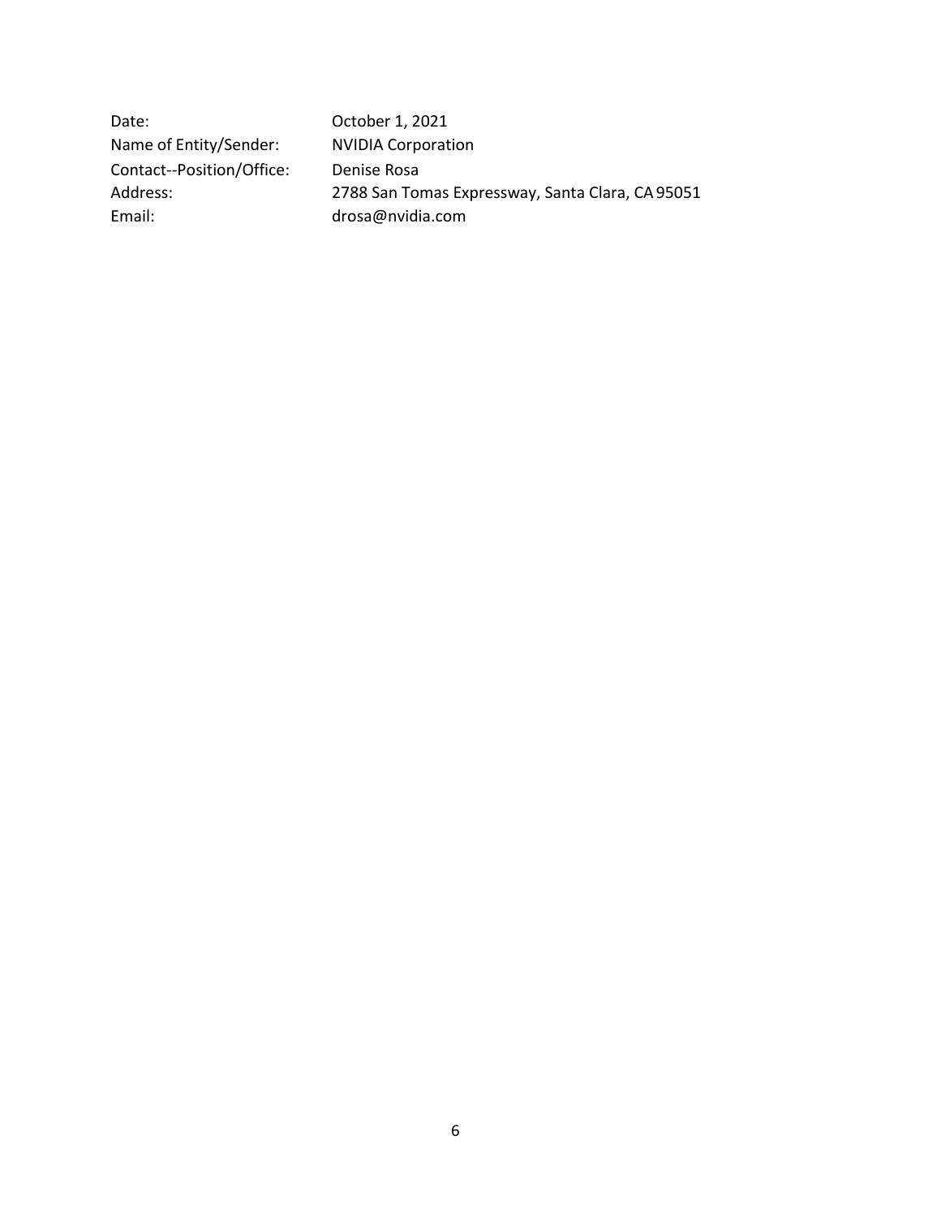| | |
|---|---|
| Date: | October 1, 2021 |
| Name of Entity/Sender: | NVIDIA Corporation |
| Contact--Position/Office: | Denise Rosa |
| Address: | 2788 San Tomas Expressway, Santa Clara, CA 95051 |
| Email: | drosa@nvidia.com |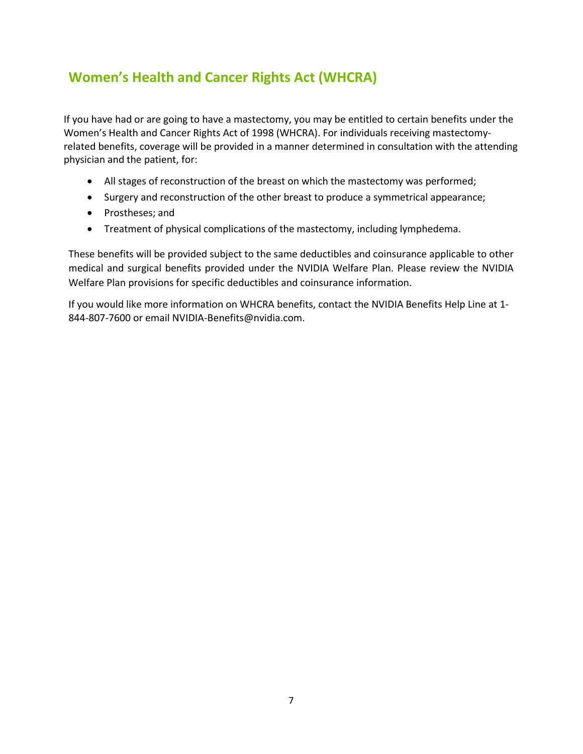## Women's Health and Cancer Rights Act (WHCRA)

If you have had or are going to have a mastectomy, you may be entitled to certain benefits under the Women's Health and Cancer Rights Act of 1998 (WHCRA). For individuals receiving mastectomy-related benefits, coverage will be provided in a manner determined in consultation with the attending physician and the patient, for:

- All stages of reconstruction of the breast on which the mastectomy was performed;
- Surgery and reconstruction of the other breast to produce a symmetrical appearance;
- Prostheses; and
- Treatment of physical complications of the mastectomy, including lymphedema.

These benefits will be provided subject to the same deductibles and coinsurance applicable to other medical and surgical benefits provided under the NVIDIA Welfare Plan. Please review the NVIDIA Welfare Plan provisions for specific deductibles and coinsurance information.

If you would like more information on WHCRA benefits, contact the NVIDIA Benefits Help Line at 1-844-807-7600 or email NVIDIA-Benefits@nvidia.com.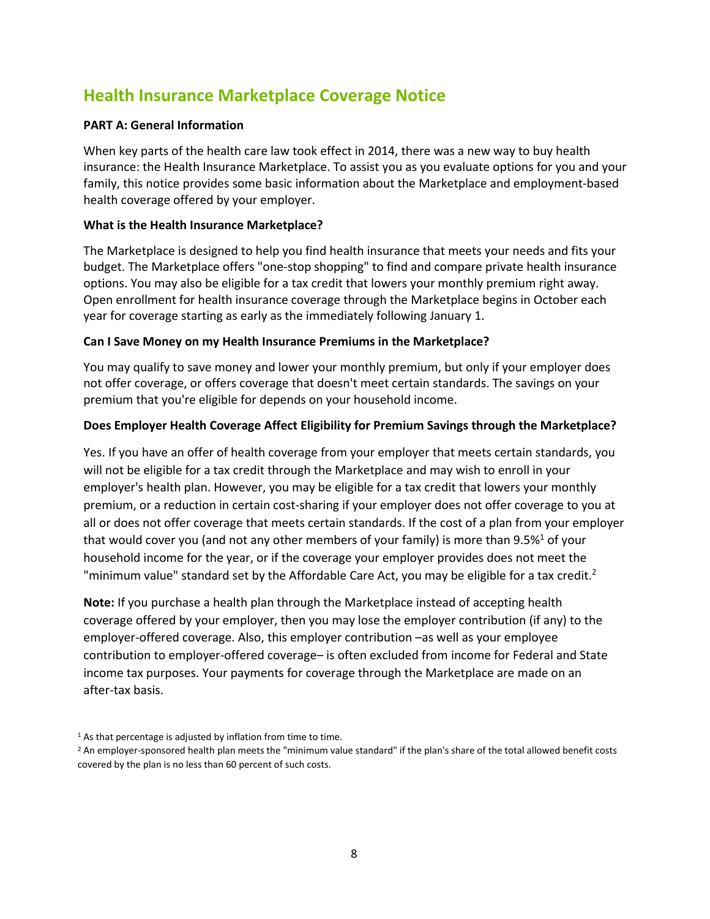# Health Insurance Marketplace Coverage Notice

**PART A: General Information**

When key parts of the health care law took effect in 2014, there was a new way to buy health insurance: the Health Insurance Marketplace. To assist you as you evaluate options for you and your family, this notice provides some basic information about the Marketplace and employment-based health coverage offered by your employer.

**What is the Health Insurance Marketplace?**

The Marketplace is designed to help you find health insurance that meets your needs and fits your budget. The Marketplace offers "one-stop shopping" to find and compare private health insurance options. You may also be eligible for a tax credit that lowers your monthly premium right away. Open enrollment for health insurance coverage through the Marketplace begins in October each year for coverage starting as early as the immediately following January 1.

**Can I Save Money on my Health Insurance Premiums in the Marketplace?**

You may qualify to save money and lower your monthly premium, but only if your employer does not offer coverage, or offers coverage that doesn't meet certain standards. The savings on your premium that you're eligible for depends on your household income.

**Does Employer Health Coverage Affect Eligibility for Premium Savings through the Marketplace?**

Yes. If you have an offer of health coverage from your employer that meets certain standards, you will not be eligible for a tax credit through the Marketplace and may wish to enroll in your employer's health plan. However, you may be eligible for a tax credit that lowers your monthly premium, or a reduction in certain cost-sharing if your employer does not offer coverage to you at all or does not offer coverage that meets certain standards. If the cost of a plan from your employer that would cover you (and not any other members of your family) is more than 9.5%[1] of your household income for the year, or if the coverage your employer provides does not meet the "minimum value" standard set by the Affordable Care Act, you may be eligible for a tax credit.[2]

**Note:** If you purchase a health plan through the Marketplace instead of accepting health coverage offered by your employer, then you may lose the employer contribution (if any) to the employer-offered coverage. Also, this employer contribution –as well as your employee contribution to employer-offered coverage– is often excluded from income for Federal and State income tax purposes. Your payments for coverage through the Marketplace are made on an after-tax basis.

[1] As that percentage is adjusted by inflation from time to time.

[2] An employer-sponsored health plan meets the "minimum value standard" if the plan's share of the total allowed benefit costs covered by the plan is no less than 60 percent of such costs.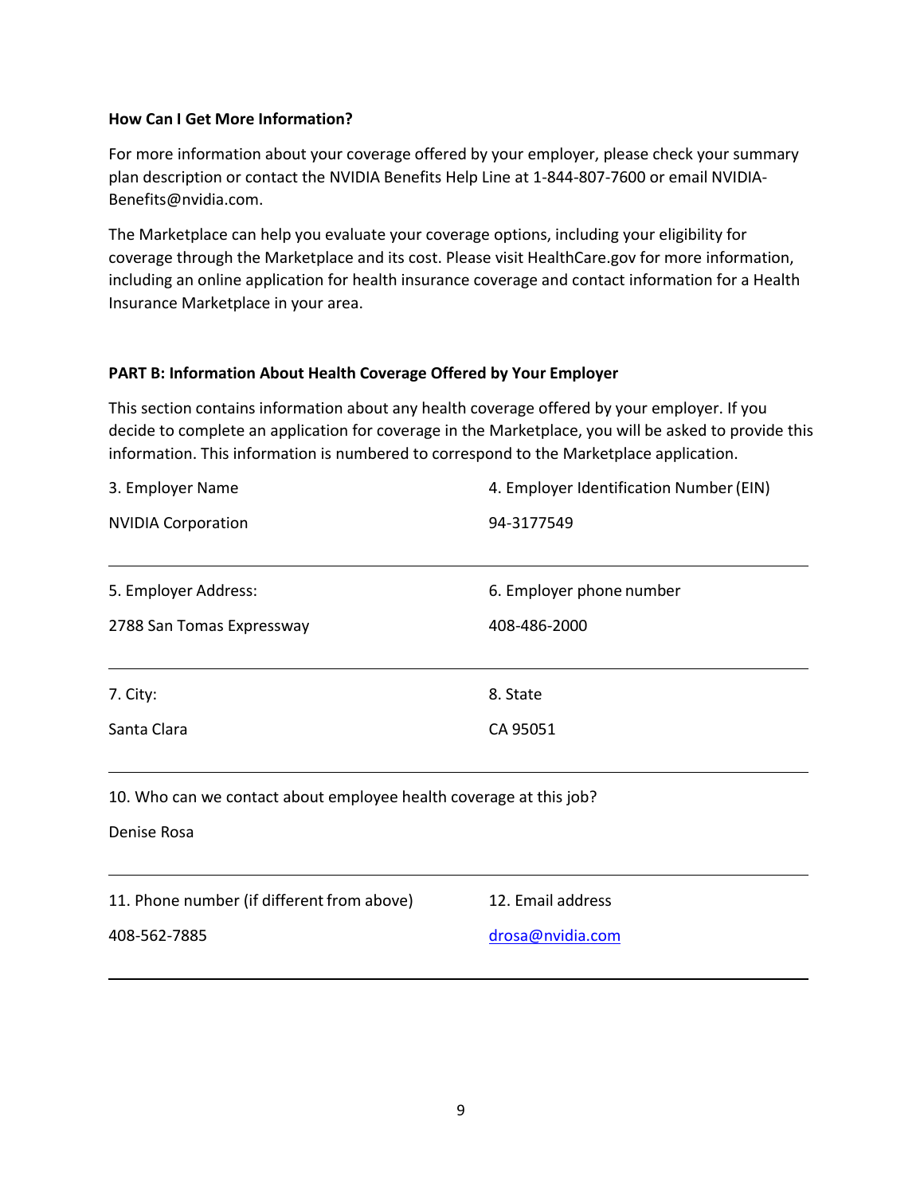**How Can I Get More Information?**

For more information about your coverage offered by your employer, please check your summary plan description or contact the NVIDIA Benefits Help Line at 1-844-807-7600 or email NVIDIA-Benefits@nvidia.com.

The Marketplace can help you evaluate your coverage options, including your eligibility for coverage through the Marketplace and its cost. Please visit HealthCare.gov for more information, including an online application for health insurance coverage and contact information for a Health Insurance Marketplace in your area.

**PART B: Information About Health Coverage Offered by Your Employer**

This section contains information about any health coverage offered by your employer. If you decide to complete an application for coverage in the Marketplace, you will be asked to provide this information. This information is numbered to correspond to the Marketplace application.

| 3. Employer Name | 4. Employer Identification Number (EIN) |
|---|---|
| NVIDIA Corporation | 94-3177549 |
| 5. Employer Address: | 6. Employer phone number |
| 2788 San Tomas Expressway | 408-486-2000 |
| 7. City: | 8. State |
| Santa Clara | CA 95051 |
| 10. Who can we contact about employee health coverage at this job? | |
| Denise Rosa | |
| 11. Phone number (if different from above) | 12. Email address |
| 408-562-7885 | drosa@nvidia.com |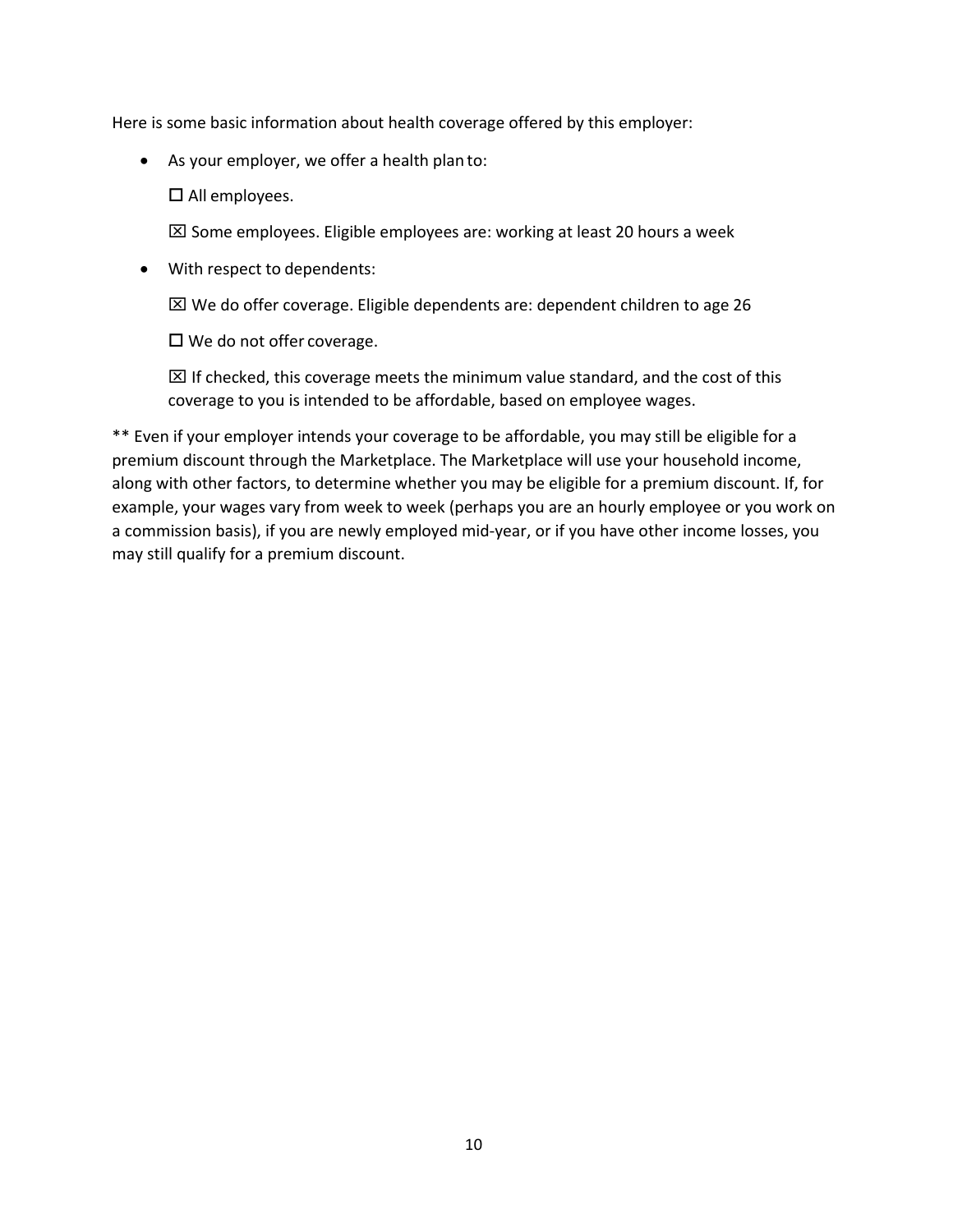Here is some basic information about health coverage offered by this employer:

- As your employer, we offer a health plan to:

  ☐ All employees.

  ☒ Some employees. Eligible employees are: working at least 20 hours a week

- With respect to dependents:

  ☒ We do offer coverage. Eligible dependents are: dependent children to age 26

  ☐ We do not offer coverage.

  ☒ If checked, this coverage meets the minimum value standard, and the cost of this coverage to you is intended to be affordable, based on employee wages.

** Even if your employer intends your coverage to be affordable, you may still be eligible for a premium discount through the Marketplace. The Marketplace will use your household income, along with other factors, to determine whether you may be eligible for a premium discount. If, for example, your wages vary from week to week (perhaps you are an hourly employee or you work on a commission basis), if you are newly employed mid-year, or if you have other income losses, you may still qualify for a premium discount.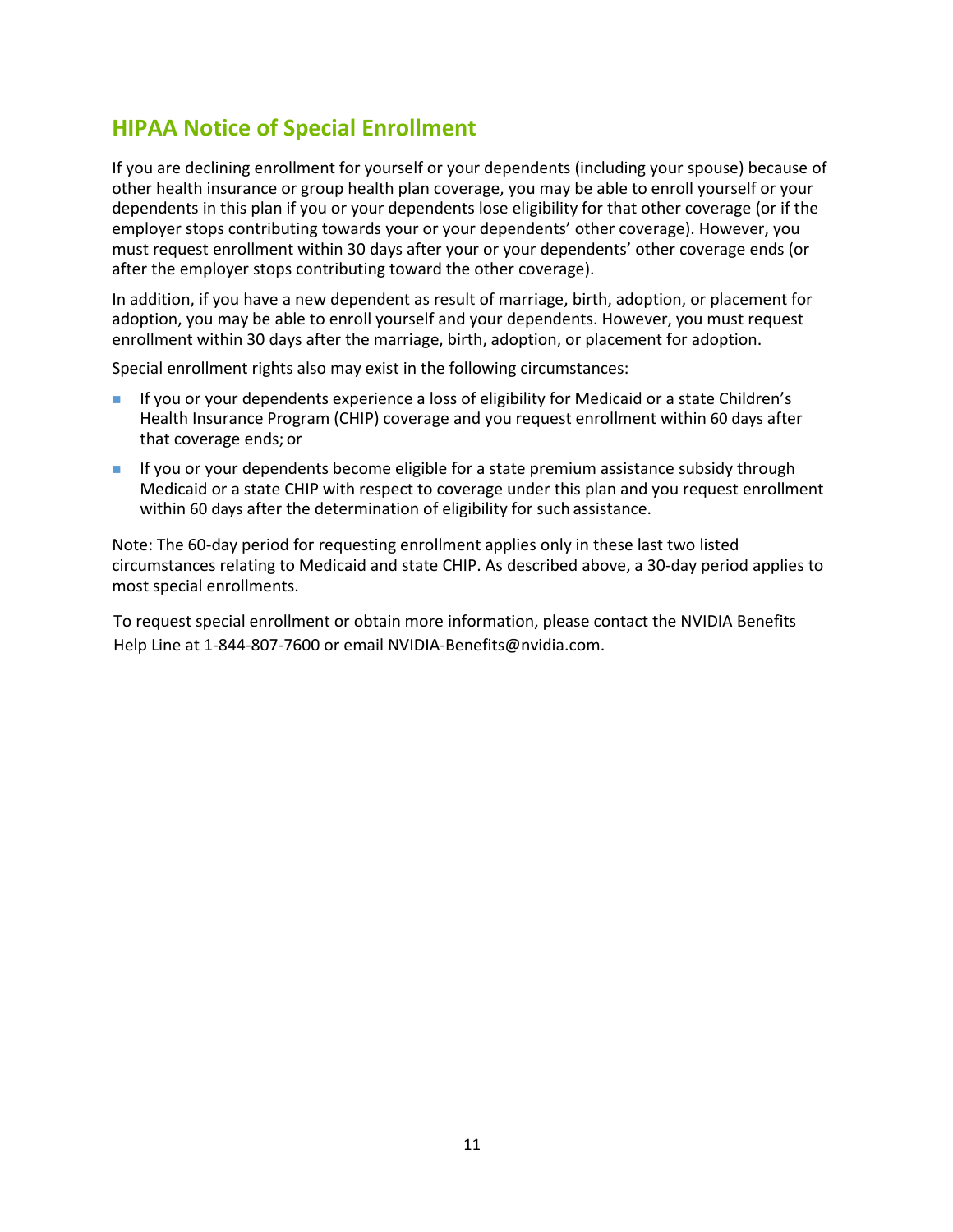## HIPAA Notice of Special Enrollment

If you are declining enrollment for yourself or your dependents (including your spouse) because of other health insurance or group health plan coverage, you may be able to enroll yourself or your dependents in this plan if you or your dependents lose eligibility for that other coverage (or if the employer stops contributing towards your or your dependents' other coverage). However, you must request enrollment within 30 days after your or your dependents' other coverage ends (or after the employer stops contributing toward the other coverage).

In addition, if you have a new dependent as result of marriage, birth, adoption, or placement for adoption, you may be able to enroll yourself and your dependents. However, you must request enrollment within 30 days after the marriage, birth, adoption, or placement for adoption.

Special enrollment rights also may exist in the following circumstances:

- If you or your dependents experience a loss of eligibility for Medicaid or a state Children's Health Insurance Program (CHIP) coverage and you request enrollment within 60 days after that coverage ends; or
- If you or your dependents become eligible for a state premium assistance subsidy through Medicaid or a state CHIP with respect to coverage under this plan and you request enrollment within 60 days after the determination of eligibility for such assistance.

Note: The 60-day period for requesting enrollment applies only in these last two listed circumstances relating to Medicaid and state CHIP. As described above, a 30-day period applies to most special enrollments.

To request special enrollment or obtain more information, please contact the NVIDIA Benefits Help Line at 1-844-807-7600 or email NVIDIA-Benefits@nvidia.com.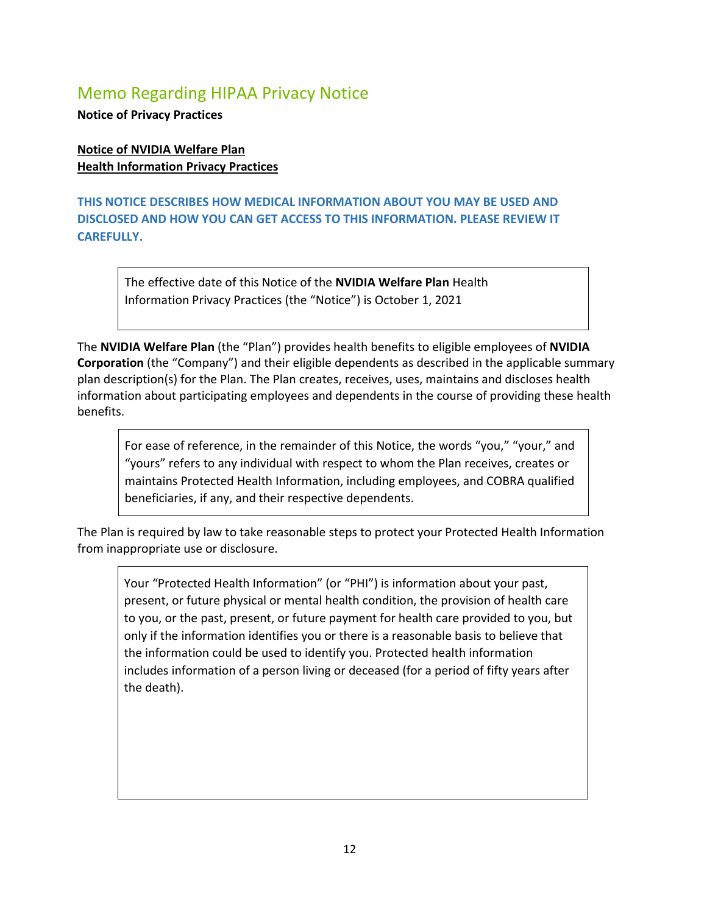# Memo Regarding HIPAA Privacy Notice

**Notice of Privacy Practices**

**Notice of NVIDIA Welfare Plan**
**Health Information Privacy Practices**

**THIS NOTICE DESCRIBES HOW MEDICAL INFORMATION ABOUT YOU MAY BE USED AND DISCLOSED AND HOW YOU CAN GET ACCESS TO THIS INFORMATION. PLEASE REVIEW IT CAREFULLY.**

The effective date of this Notice of the **NVIDIA Welfare Plan** Health Information Privacy Practices (the "Notice") is October 1, 2021

The **NVIDIA Welfare Plan** (the "Plan") provides health benefits to eligible employees of **NVIDIA Corporation** (the "Company") and their eligible dependents as described in the applicable summary plan description(s) for the Plan. The Plan creates, receives, uses, maintains and discloses health information about participating employees and dependents in the course of providing these health benefits.

For ease of reference, in the remainder of this Notice, the words "you," "your," and "yours" refers to any individual with respect to whom the Plan receives, creates or maintains Protected Health Information, including employees, and COBRA qualified beneficiaries, if any, and their respective dependents.

The Plan is required by law to take reasonable steps to protect your Protected Health Information from inappropriate use or disclosure.

Your "Protected Health Information" (or "PHI") is information about your past, present, or future physical or mental health condition, the provision of health care to you, or the past, present, or future payment for health care provided to you, but only if the information identifies you or there is a reasonable basis to believe that the information could be used to identify you. Protected health information includes information of a person living or deceased (for a period of fifty years after the death).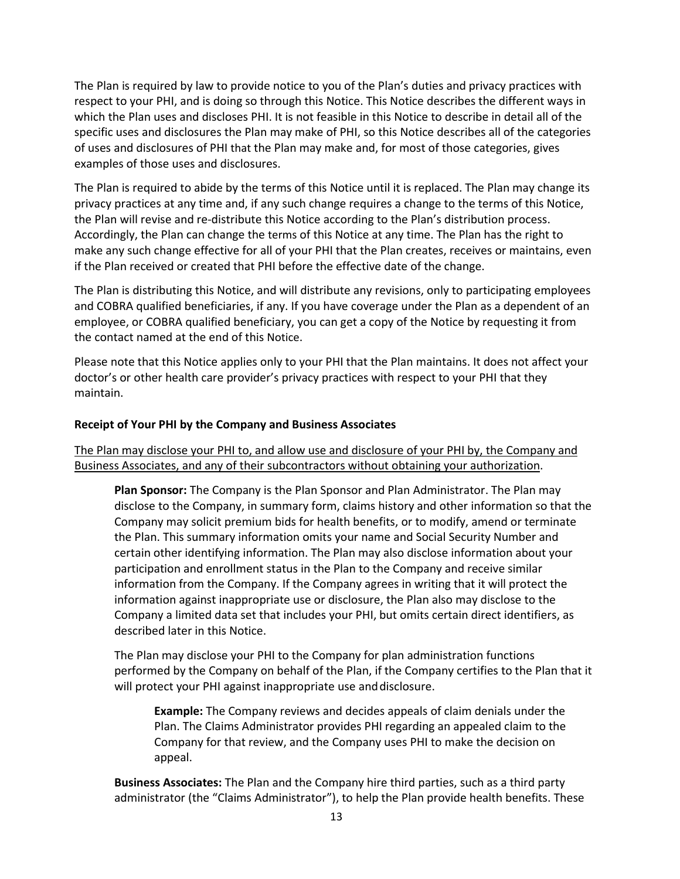The Plan is required by law to provide notice to you of the Plan's duties and privacy practices with respect to your PHI, and is doing so through this Notice. This Notice describes the different ways in which the Plan uses and discloses PHI. It is not feasible in this Notice to describe in detail all of the specific uses and disclosures the Plan may make of PHI, so this Notice describes all of the categories of uses and disclosures of PHI that the Plan may make and, for most of those categories, gives examples of those uses and disclosures.

The Plan is required to abide by the terms of this Notice until it is replaced. The Plan may change its privacy practices at any time and, if any such change requires a change to the terms of this Notice, the Plan will revise and re-distribute this Notice according to the Plan's distribution process. Accordingly, the Plan can change the terms of this Notice at any time. The Plan has the right to make any such change effective for all of your PHI that the Plan creates, receives or maintains, even if the Plan received or created that PHI before the effective date of the change.

The Plan is distributing this Notice, and will distribute any revisions, only to participating employees and COBRA qualified beneficiaries, if any. If you have coverage under the Plan as a dependent of an employee, or COBRA qualified beneficiary, you can get a copy of the Notice by requesting it from the contact named at the end of this Notice.

Please note that this Notice applies only to your PHI that the Plan maintains. It does not affect your doctor's or other health care provider's privacy practices with respect to your PHI that they maintain.

**Receipt of Your PHI by the Company and Business Associates**

<u>The Plan may disclose your PHI to, and allow use and disclosure of your PHI by, the Company and Business Associates, and any of their subcontractors without obtaining your authorization</u>.

> **Plan Sponsor:** The Company is the Plan Sponsor and Plan Administrator. The Plan may disclose to the Company, in summary form, claims history and other information so that the Company may solicit premium bids for health benefits, or to modify, amend or terminate the Plan. This summary information omits your name and Social Security Number and certain other identifying information. The Plan may also disclose information about your participation and enrollment status in the Plan to the Company and receive similar information from the Company. If the Company agrees in writing that it will protect the information against inappropriate use or disclosure, the Plan also may disclose to the Company a limited data set that includes your PHI, but omits certain direct identifiers, as described later in this Notice.
>
> The Plan may disclose your PHI to the Company for plan administration functions performed by the Company on behalf of the Plan, if the Company certifies to the Plan that it will protect your PHI against inappropriate use and disclosure.
>
> > **Example:** The Company reviews and decides appeals of claim denials under the Plan. The Claims Administrator provides PHI regarding an appealed claim to the Company for that review, and the Company uses PHI to make the decision on appeal.
>
> **Business Associates:** The Plan and the Company hire third parties, such as a third party administrator (the "Claims Administrator"), to help the Plan provide health benefits. These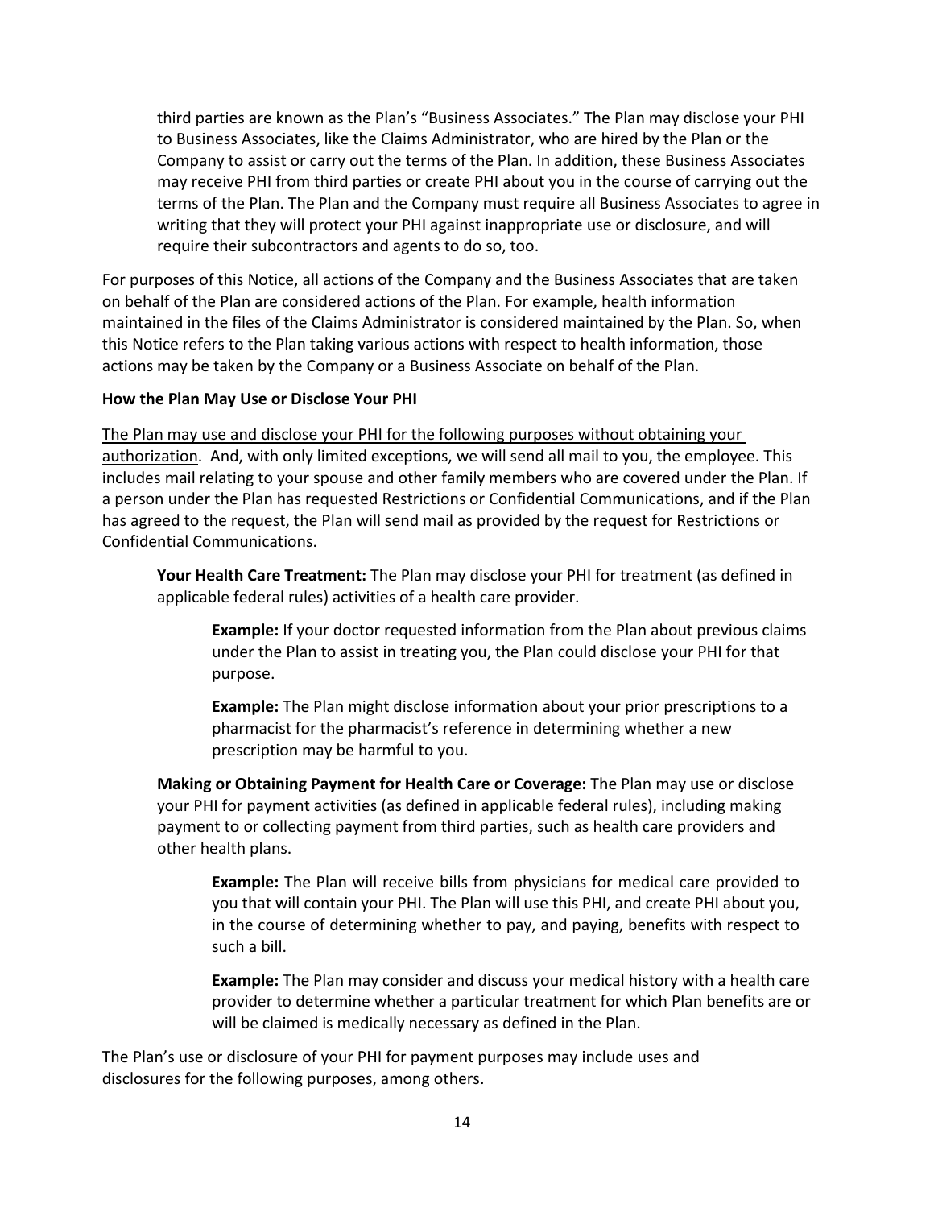third parties are known as the Plan's "Business Associates." The Plan may disclose your PHI to Business Associates, like the Claims Administrator, who are hired by the Plan or the Company to assist or carry out the terms of the Plan. In addition, these Business Associates may receive PHI from third parties or create PHI about you in the course of carrying out the terms of the Plan. The Plan and the Company must require all Business Associates to agree in writing that they will protect your PHI against inappropriate use or disclosure, and will require their subcontractors and agents to do so, too.

For purposes of this Notice, all actions of the Company and the Business Associates that are taken on behalf of the Plan are considered actions of the Plan. For example, health information maintained in the files of the Claims Administrator is considered maintained by the Plan. So, when this Notice refers to the Plan taking various actions with respect to health information, those actions may be taken by the Company or a Business Associate on behalf of the Plan.

**How the Plan May Use or Disclose Your PHI**

<u>The Plan may use and disclose your PHI for the following purposes without obtaining your authorization</u>. And, with only limited exceptions, we will send all mail to you, the employee. This includes mail relating to your spouse and other family members who are covered under the Plan. If a person under the Plan has requested Restrictions or Confidential Communications, and if the Plan has agreed to the request, the Plan will send mail as provided by the request for Restrictions or Confidential Communications.

**Your Health Care Treatment:** The Plan may disclose your PHI for treatment (as defined in applicable federal rules) activities of a health care provider.

**Example:** If your doctor requested information from the Plan about previous claims under the Plan to assist in treating you, the Plan could disclose your PHI for that purpose.

**Example:** The Plan might disclose information about your prior prescriptions to a pharmacist for the pharmacist's reference in determining whether a new prescription may be harmful to you.

**Making or Obtaining Payment for Health Care or Coverage:** The Plan may use or disclose your PHI for payment activities (as defined in applicable federal rules), including making payment to or collecting payment from third parties, such as health care providers and other health plans.

**Example:** The Plan will receive bills from physicians for medical care provided to you that will contain your PHI. The Plan will use this PHI, and create PHI about you, in the course of determining whether to pay, and paying, benefits with respect to such a bill.

**Example:** The Plan may consider and discuss your medical history with a health care provider to determine whether a particular treatment for which Plan benefits are or will be claimed is medically necessary as defined in the Plan.

The Plan's use or disclosure of your PHI for payment purposes may include uses and disclosures for the following purposes, among others.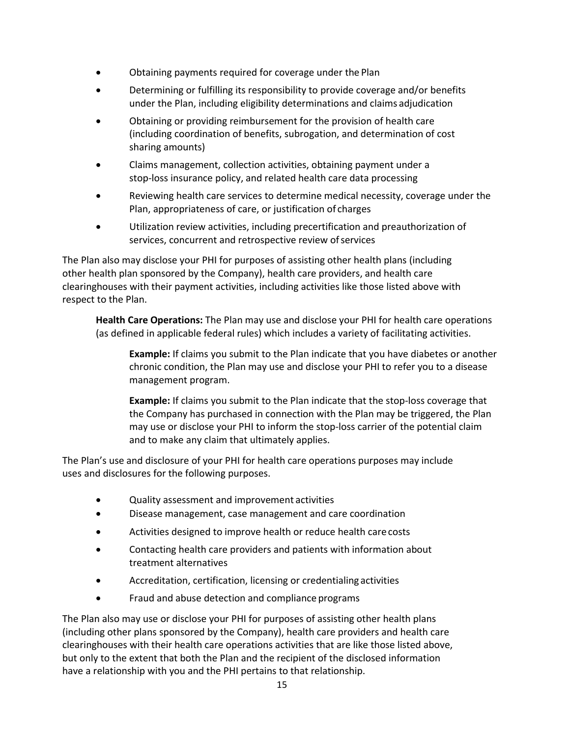- Obtaining payments required for coverage under the Plan
- Determining or fulfilling its responsibility to provide coverage and/or benefits under the Plan, including eligibility determinations and claims adjudication
- Obtaining or providing reimbursement for the provision of health care (including coordination of benefits, subrogation, and determination of cost sharing amounts)
- Claims management, collection activities, obtaining payment under a stop-loss insurance policy, and related health care data processing
- Reviewing health care services to determine medical necessity, coverage under the Plan, appropriateness of care, or justification of charges
- Utilization review activities, including precertification and preauthorization of services, concurrent and retrospective review of services

The Plan also may disclose your PHI for purposes of assisting other health plans (including other health plan sponsored by the Company), health care providers, and health care clearinghouses with their payment activities, including activities like those listed above with respect to the Plan.

**Health Care Operations:** The Plan may use and disclose your PHI for health care operations (as defined in applicable federal rules) which includes a variety of facilitating activities.

> **Example:** If claims you submit to the Plan indicate that you have diabetes or another chronic condition, the Plan may use and disclose your PHI to refer you to a disease management program.
>
> **Example:** If claims you submit to the Plan indicate that the stop-loss coverage that the Company has purchased in connection with the Plan may be triggered, the Plan may use or disclose your PHI to inform the stop-loss carrier of the potential claim and to make any claim that ultimately applies.

The Plan's use and disclosure of your PHI for health care operations purposes may include uses and disclosures for the following purposes.

- Quality assessment and improvement activities
- Disease management, case management and care coordination
- Activities designed to improve health or reduce health care costs
- Contacting health care providers and patients with information about treatment alternatives
- Accreditation, certification, licensing or credentialing activities
- Fraud and abuse detection and compliance programs

The Plan also may use or disclose your PHI for purposes of assisting other health plans (including other plans sponsored by the Company), health care providers and health care clearinghouses with their health care operations activities that are like those listed above, but only to the extent that both the Plan and the recipient of the disclosed information have a relationship with you and the PHI pertains to that relationship.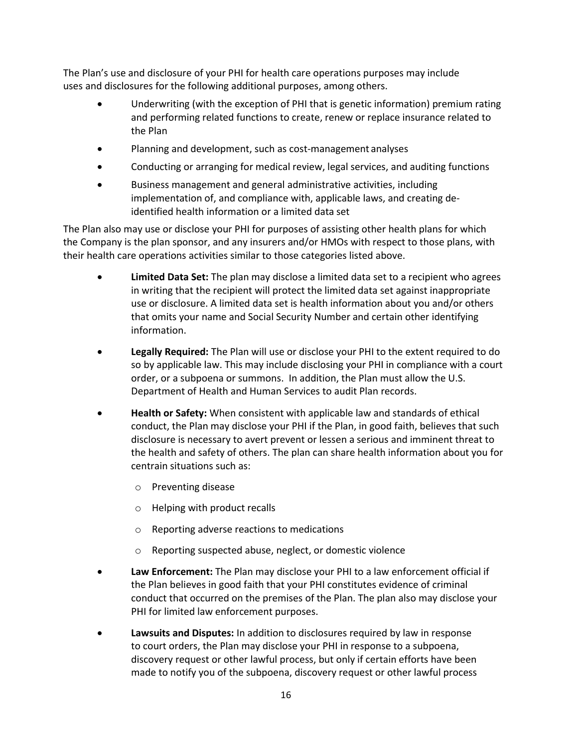The Plan's use and disclosure of your PHI for health care operations purposes may include uses and disclosures for the following additional purposes, among others.

- Underwriting (with the exception of PHI that is genetic information) premium rating and performing related functions to create, renew or replace insurance related to the Plan
- Planning and development, such as cost-management analyses
- Conducting or arranging for medical review, legal services, and auditing functions
- Business management and general administrative activities, including implementation of, and compliance with, applicable laws, and creating de-identified health information or a limited data set

The Plan also may use or disclose your PHI for purposes of assisting other health plans for which the Company is the plan sponsor, and any insurers and/or HMOs with respect to those plans, with their health care operations activities similar to those categories listed above.

- **Limited Data Set:** The plan may disclose a limited data set to a recipient who agrees in writing that the recipient will protect the limited data set against inappropriate use or disclosure. A limited data set is health information about you and/or others that omits your name and Social Security Number and certain other identifying information.
- **Legally Required:** The Plan will use or disclose your PHI to the extent required to do so by applicable law. This may include disclosing your PHI in compliance with a court order, or a subpoena or summons. In addition, the Plan must allow the U.S. Department of Health and Human Services to audit Plan records.
- **Health or Safety:** When consistent with applicable law and standards of ethical conduct, the Plan may disclose your PHI if the Plan, in good faith, believes that such disclosure is necessary to avert prevent or lessen a serious and imminent threat to the health and safety of others. The plan can share health information about you for centrain situations such as:
  - Preventing disease
  - Helping with product recalls
  - Reporting adverse reactions to medications
  - Reporting suspected abuse, neglect, or domestic violence
- **Law Enforcement:** The Plan may disclose your PHI to a law enforcement official if the Plan believes in good faith that your PHI constitutes evidence of criminal conduct that occurred on the premises of the Plan. The plan also may disclose your PHI for limited law enforcement purposes.
- **Lawsuits and Disputes:** In addition to disclosures required by law in response to court orders, the Plan may disclose your PHI in response to a subpoena, discovery request or other lawful process, but only if certain efforts have been made to notify you of the subpoena, discovery request or other lawful process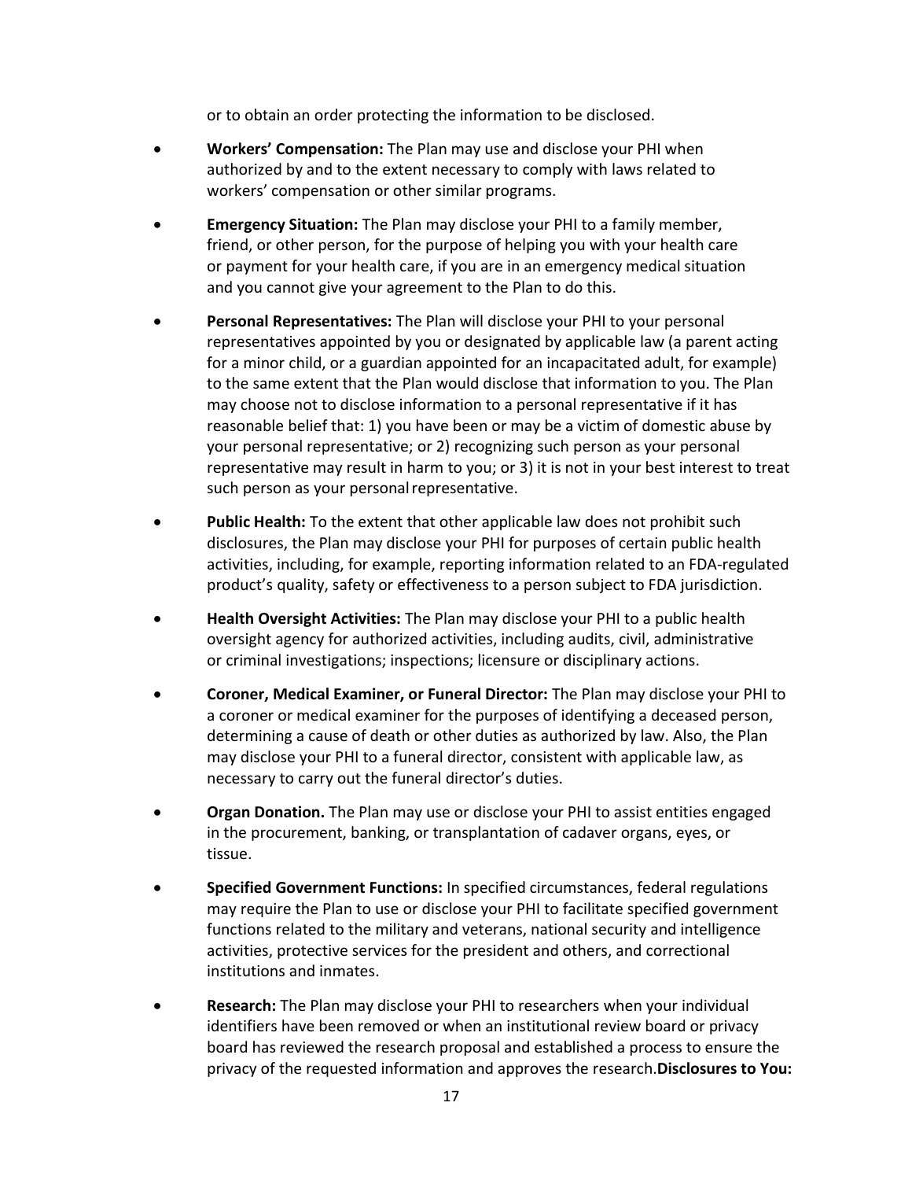or to obtain an order protecting the information to be disclosed.

- **Workers' Compensation:** The Plan may use and disclose your PHI when authorized by and to the extent necessary to comply with laws related to workers' compensation or other similar programs.
- **Emergency Situation:** The Plan may disclose your PHI to a family member, friend, or other person, for the purpose of helping you with your health care or payment for your health care, if you are in an emergency medical situation and you cannot give your agreement to the Plan to do this.
- **Personal Representatives:** The Plan will disclose your PHI to your personal representatives appointed by you or designated by applicable law (a parent acting for a minor child, or a guardian appointed for an incapacitated adult, for example) to the same extent that the Plan would disclose that information to you. The Plan may choose not to disclose information to a personal representative if it has reasonable belief that: 1) you have been or may be a victim of domestic abuse by your personal representative; or 2) recognizing such person as your personal representative may result in harm to you; or 3) it is not in your best interest to treat such person as your personal representative.
- **Public Health:** To the extent that other applicable law does not prohibit such disclosures, the Plan may disclose your PHI for purposes of certain public health activities, including, for example, reporting information related to an FDA-regulated product's quality, safety or effectiveness to a person subject to FDA jurisdiction.
- **Health Oversight Activities:** The Plan may disclose your PHI to a public health oversight agency for authorized activities, including audits, civil, administrative or criminal investigations; inspections; licensure or disciplinary actions.
- **Coroner, Medical Examiner, or Funeral Director:** The Plan may disclose your PHI to a coroner or medical examiner for the purposes of identifying a deceased person, determining a cause of death or other duties as authorized by law. Also, the Plan may disclose your PHI to a funeral director, consistent with applicable law, as necessary to carry out the funeral director's duties.
- **Organ Donation.** The Plan may use or disclose your PHI to assist entities engaged in the procurement, banking, or transplantation of cadaver organs, eyes, or tissue.
- **Specified Government Functions:** In specified circumstances, federal regulations may require the Plan to use or disclose your PHI to facilitate specified government functions related to the military and veterans, national security and intelligence activities, protective services for the president and others, and correctional institutions and inmates.
- **Research:** The Plan may disclose your PHI to researchers when your individual identifiers have been removed or when an institutional review board or privacy board has reviewed the research proposal and established a process to ensure the privacy of the requested information and approves the research.**Disclosures to You:**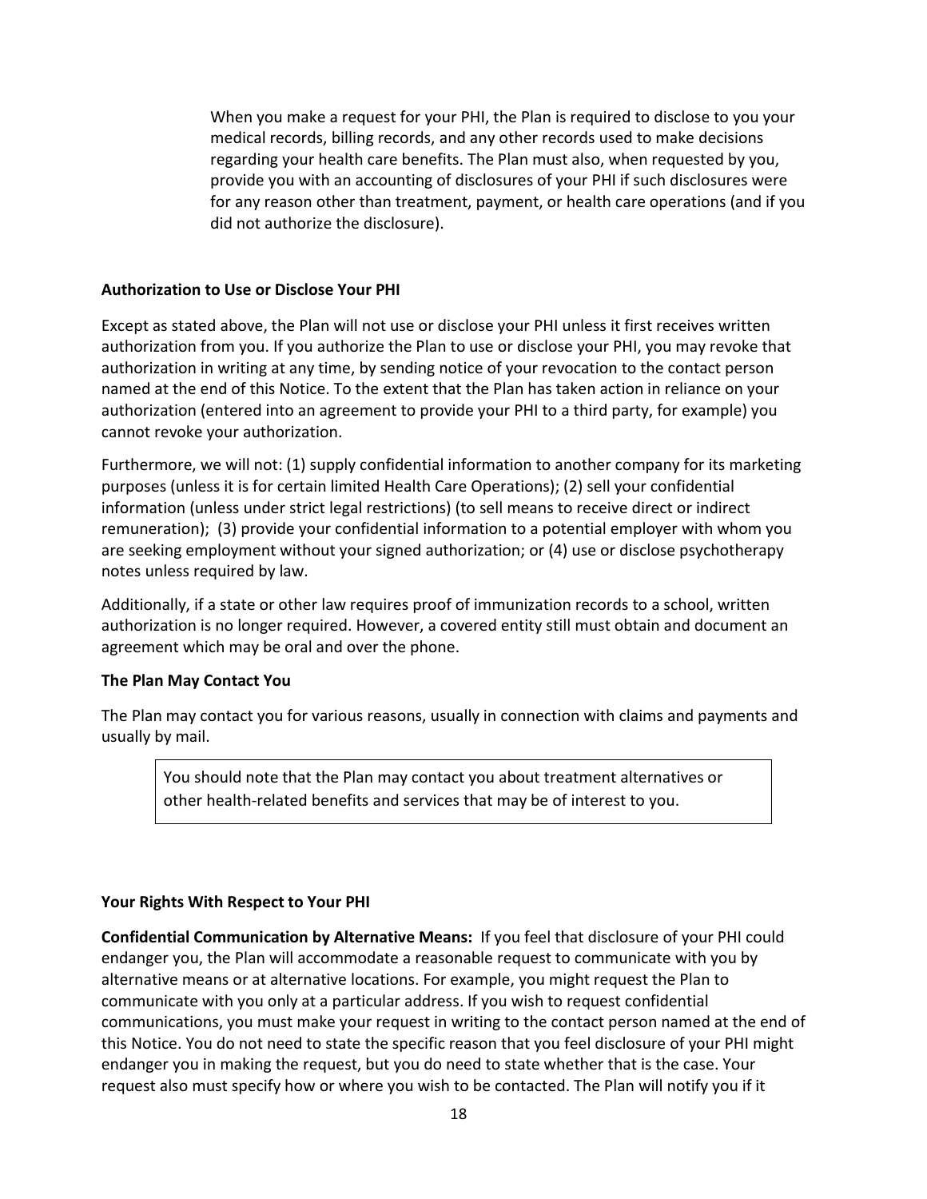When you make a request for your PHI, the Plan is required to disclose to you your medical records, billing records, and any other records used to make decisions regarding your health care benefits. The Plan must also, when requested by you, provide you with an accounting of disclosures of your PHI if such disclosures were for any reason other than treatment, payment, or health care operations (and if you did not authorize the disclosure).

**Authorization to Use or Disclose Your PHI**

Except as stated above, the Plan will not use or disclose your PHI unless it first receives written authorization from you. If you authorize the Plan to use or disclose your PHI, you may revoke that authorization in writing at any time, by sending notice of your revocation to the contact person named at the end of this Notice. To the extent that the Plan has taken action in reliance on your authorization (entered into an agreement to provide your PHI to a third party, for example) you cannot revoke your authorization.

Furthermore, we will not: (1) supply confidential information to another company for its marketing purposes (unless it is for certain limited Health Care Operations); (2) sell your confidential information (unless under strict legal restrictions) (to sell means to receive direct or indirect remuneration); (3) provide your confidential information to a potential employer with whom you are seeking employment without your signed authorization; or (4) use or disclose psychotherapy notes unless required by law.

Additionally, if a state or other law requires proof of immunization records to a school, written authorization is no longer required. However, a covered entity still must obtain and document an agreement which may be oral and over the phone.

**The Plan May Contact You**

The Plan may contact you for various reasons, usually in connection with claims and payments and usually by mail.

> You should note that the Plan may contact you about treatment alternatives or other health-related benefits and services that may be of interest to you.

**Your Rights With Respect to Your PHI**

**Confidential Communication by Alternative Means:** If you feel that disclosure of your PHI could endanger you, the Plan will accommodate a reasonable request to communicate with you by alternative means or at alternative locations. For example, you might request the Plan to communicate with you only at a particular address. If you wish to request confidential communications, you must make your request in writing to the contact person named at the end of this Notice. You do not need to state the specific reason that you feel disclosure of your PHI might endanger you in making the request, but you do need to state whether that is the case. Your request also must specify how or where you wish to be contacted. The Plan will notify you if it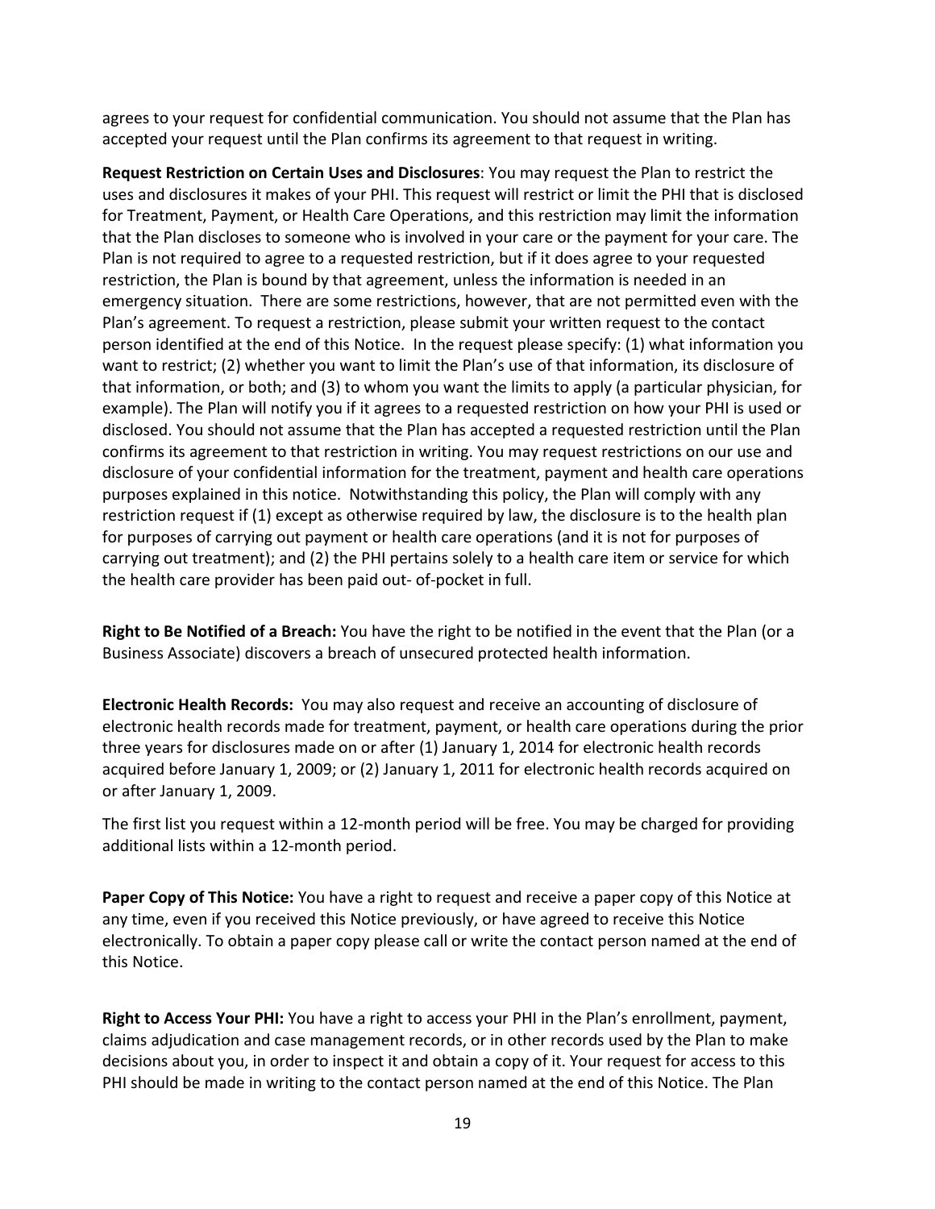agrees to your request for confidential communication. You should not assume that the Plan has accepted your request until the Plan confirms its agreement to that request in writing.

**Request Restriction on Certain Uses and Disclosures**: You may request the Plan to restrict the uses and disclosures it makes of your PHI. This request will restrict or limit the PHI that is disclosed for Treatment, Payment, or Health Care Operations, and this restriction may limit the information that the Plan discloses to someone who is involved in your care or the payment for your care. The Plan is not required to agree to a requested restriction, but if it does agree to your requested restriction, the Plan is bound by that agreement, unless the information is needed in an emergency situation. There are some restrictions, however, that are not permitted even with the Plan's agreement. To request a restriction, please submit your written request to the contact person identified at the end of this Notice. In the request please specify: (1) what information you want to restrict; (2) whether you want to limit the Plan's use of that information, its disclosure of that information, or both; and (3) to whom you want the limits to apply (a particular physician, for example). The Plan will notify you if it agrees to a requested restriction on how your PHI is used or disclosed. You should not assume that the Plan has accepted a requested restriction until the Plan confirms its agreement to that restriction in writing. You may request restrictions on our use and disclosure of your confidential information for the treatment, payment and health care operations purposes explained in this notice. Notwithstanding this policy, the Plan will comply with any restriction request if (1) except as otherwise required by law, the disclosure is to the health plan for purposes of carrying out payment or health care operations (and it is not for purposes of carrying out treatment); and (2) the PHI pertains solely to a health care item or service for which the health care provider has been paid out- of-pocket in full.

**Right to Be Notified of a Breach:** You have the right to be notified in the event that the Plan (or a Business Associate) discovers a breach of unsecured protected health information.

**Electronic Health Records:** You may also request and receive an accounting of disclosure of electronic health records made for treatment, payment, or health care operations during the prior three years for disclosures made on or after (1) January 1, 2014 for electronic health records acquired before January 1, 2009; or (2) January 1, 2011 for electronic health records acquired on or after January 1, 2009.

The first list you request within a 12-month period will be free. You may be charged for providing additional lists within a 12-month period.

**Paper Copy of This Notice:** You have a right to request and receive a paper copy of this Notice at any time, even if you received this Notice previously, or have agreed to receive this Notice electronically. To obtain a paper copy please call or write the contact person named at the end of this Notice.

**Right to Access Your PHI:** You have a right to access your PHI in the Plan's enrollment, payment, claims adjudication and case management records, or in other records used by the Plan to make decisions about you, in order to inspect it and obtain a copy of it. Your request for access to this PHI should be made in writing to the contact person named at the end of this Notice. The Plan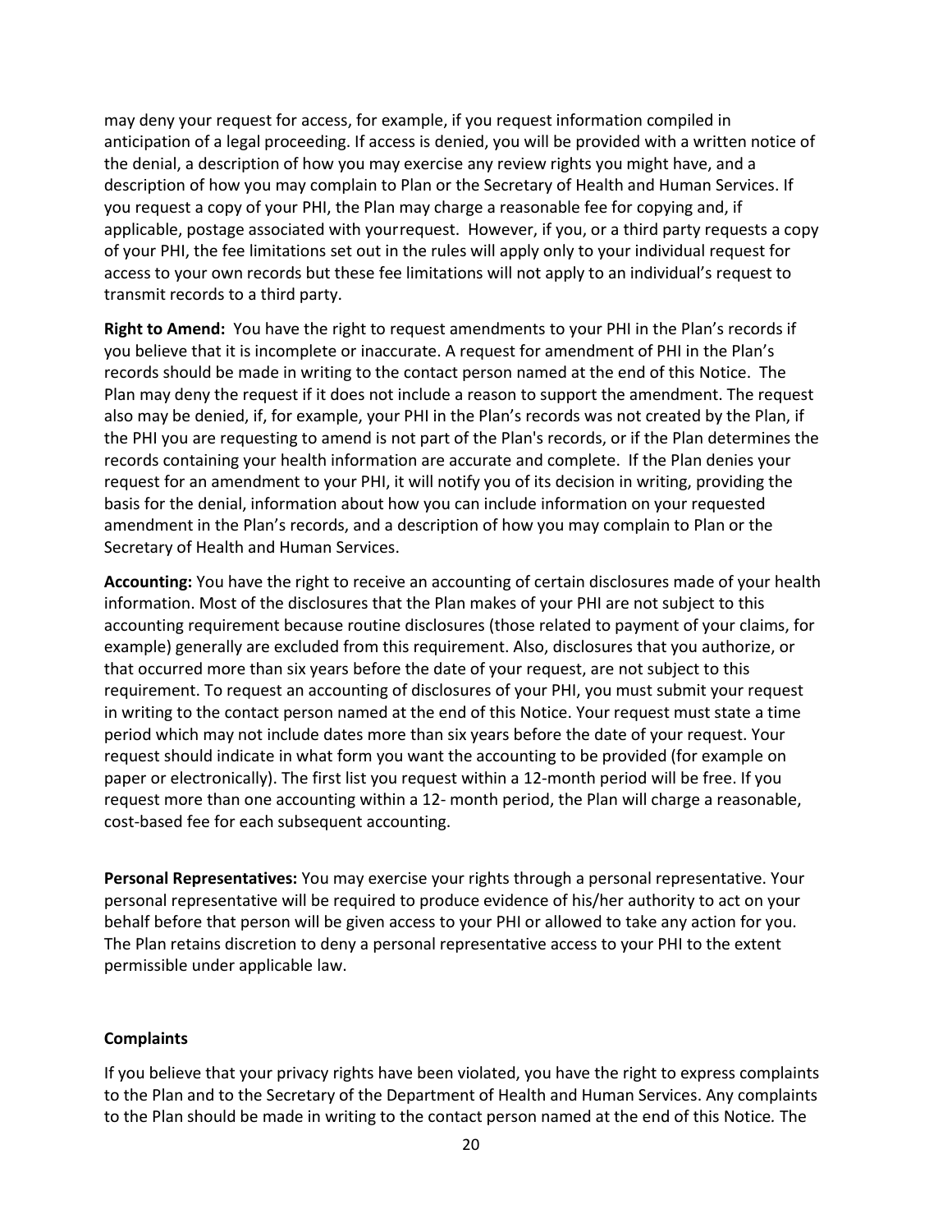may deny your request for access, for example, if you request information compiled in anticipation of a legal proceeding. If access is denied, you will be provided with a written notice of the denial, a description of how you may exercise any review rights you might have, and a description of how you may complain to Plan or the Secretary of Health and Human Services. If you request a copy of your PHI, the Plan may charge a reasonable fee for copying and, if applicable, postage associated with yourrequest. However, if you, or a third party requests a copy of your PHI, the fee limitations set out in the rules will apply only to your individual request for access to your own records but these fee limitations will not apply to an individual's request to transmit records to a third party.

**Right to Amend:** You have the right to request amendments to your PHI in the Plan's records if you believe that it is incomplete or inaccurate. A request for amendment of PHI in the Plan's records should be made in writing to the contact person named at the end of this Notice. The Plan may deny the request if it does not include a reason to support the amendment. The request also may be denied, if, for example, your PHI in the Plan's records was not created by the Plan, if the PHI you are requesting to amend is not part of the Plan's records, or if the Plan determines the records containing your health information are accurate and complete. If the Plan denies your request for an amendment to your PHI, it will notify you of its decision in writing, providing the basis for the denial, information about how you can include information on your requested amendment in the Plan's records, and a description of how you may complain to Plan or the Secretary of Health and Human Services.

**Accounting:** You have the right to receive an accounting of certain disclosures made of your health information. Most of the disclosures that the Plan makes of your PHI are not subject to this accounting requirement because routine disclosures (those related to payment of your claims, for example) generally are excluded from this requirement. Also, disclosures that you authorize, or that occurred more than six years before the date of your request, are not subject to this requirement. To request an accounting of disclosures of your PHI, you must submit your request in writing to the contact person named at the end of this Notice. Your request must state a time period which may not include dates more than six years before the date of your request. Your request should indicate in what form you want the accounting to be provided (for example on paper or electronically). The first list you request within a 12-month period will be free. If you request more than one accounting within a 12- month period, the Plan will charge a reasonable, cost-based fee for each subsequent accounting.

**Personal Representatives:** You may exercise your rights through a personal representative. Your personal representative will be required to produce evidence of his/her authority to act on your behalf before that person will be given access to your PHI or allowed to take any action for you. The Plan retains discretion to deny a personal representative access to your PHI to the extent permissible under applicable law.

**Complaints**

If you believe that your privacy rights have been violated, you have the right to express complaints to the Plan and to the Secretary of the Department of Health and Human Services. Any complaints to the Plan should be made in writing to the contact person named at the end of this Notice. The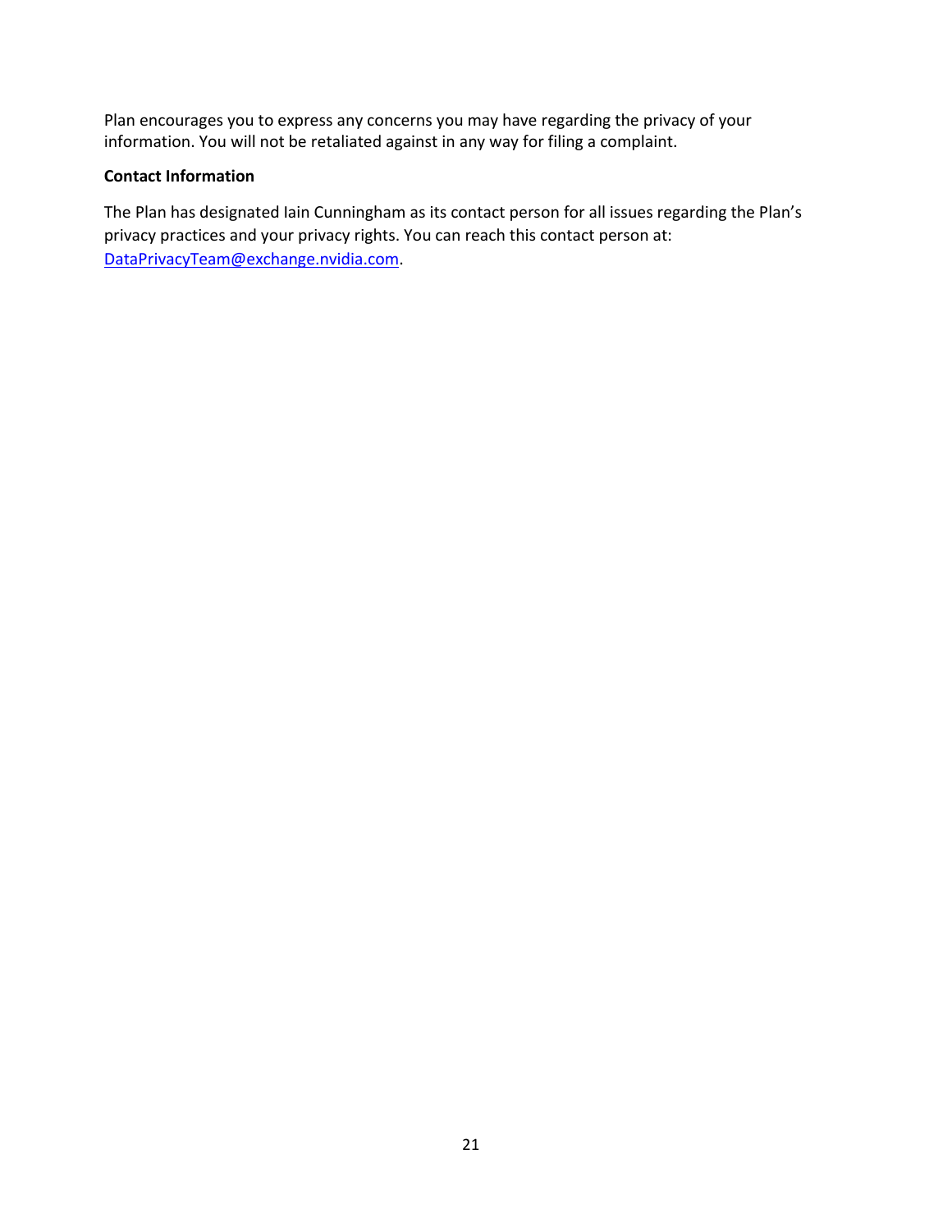Plan encourages you to express any concerns you may have regarding the privacy of your information. You will not be retaliated against in any way for filing a complaint.

**Contact Information**

The Plan has designated Iain Cunningham as its contact person for all issues regarding the Plan's privacy practices and your privacy rights. You can reach this contact person at: DataPrivacyTeam@exchange.nvidia.com.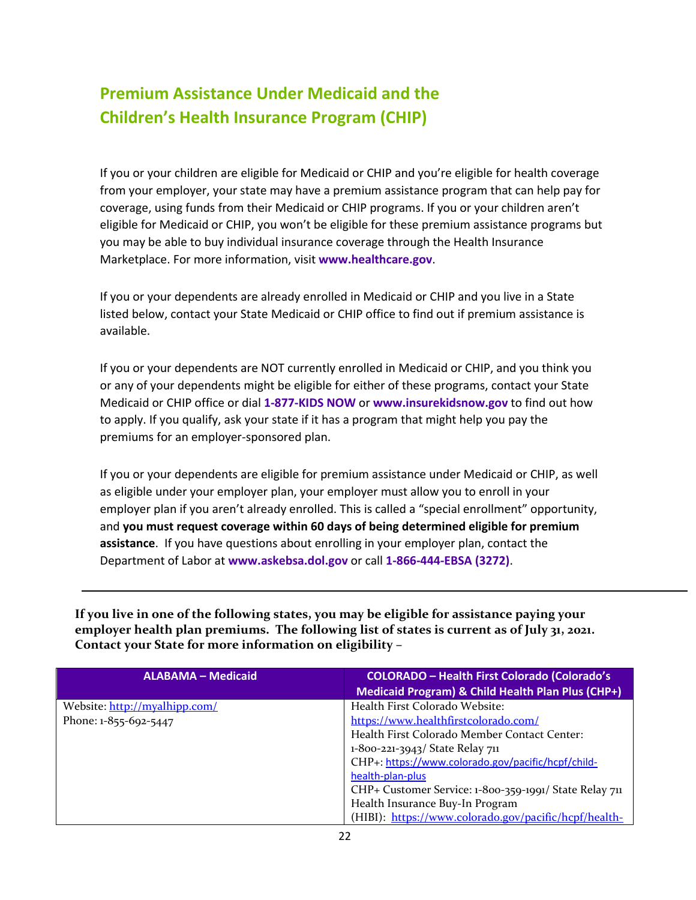## Premium Assistance Under Medicaid and the Children's Health Insurance Program (CHIP)

If you or your children are eligible for Medicaid or CHIP and you're eligible for health coverage from your employer, your state may have a premium assistance program that can help pay for coverage, using funds from their Medicaid or CHIP programs. If you or your children aren't eligible for Medicaid or CHIP, you won't be eligible for these premium assistance programs but you may be able to buy individual insurance coverage through the Health Insurance Marketplace. For more information, visit **www.healthcare.gov**.

If you or your dependents are already enrolled in Medicaid or CHIP and you live in a State listed below, contact your State Medicaid or CHIP office to find out if premium assistance is available.

If you or your dependents are NOT currently enrolled in Medicaid or CHIP, and you think you or any of your dependents might be eligible for either of these programs, contact your State Medicaid or CHIP office or dial **1-877-KIDS NOW** or **www.insurekidsnow.gov** to find out how to apply. If you qualify, ask your state if it has a program that might help you pay the premiums for an employer-sponsored plan.

If you or your dependents are eligible for premium assistance under Medicaid or CHIP, as well as eligible under your employer plan, your employer must allow you to enroll in your employer plan if you aren't already enrolled. This is called a "special enrollment" opportunity, and **you must request coverage within 60 days of being determined eligible for premium assistance**. If you have questions about enrolling in your employer plan, contact the Department of Labor at **www.askebsa.dol.gov** or call **1-866-444-EBSA (3272)**.

---

**If you live in one of the following states, you may be eligible for assistance paying your employer health plan premiums. The following list of states is current as of July 31, 2021. Contact your State for more information on eligibility –**

| ALABAMA – Medicaid | COLORADO – Health First Colorado (Colorado's Medicaid Program) & Child Health Plan Plus (CHP+) |
|---|---|
| Website: http://myalhipp.com/<br>Phone: 1-855-692-5447 | Health First Colorado Website: https://www.healthfirstcolorado.com/<br>Health First Colorado Member Contact Center: 1-800-221-3943/ State Relay 711<br>CHP+: https://www.colorado.gov/pacific/hcpf/child-health-plan-plus<br>CHP+ Customer Service: 1-800-359-1991/ State Relay 711<br>Health Insurance Buy-In Program (HIBI): https://www.colorado.gov/pacific/hcpf/health- |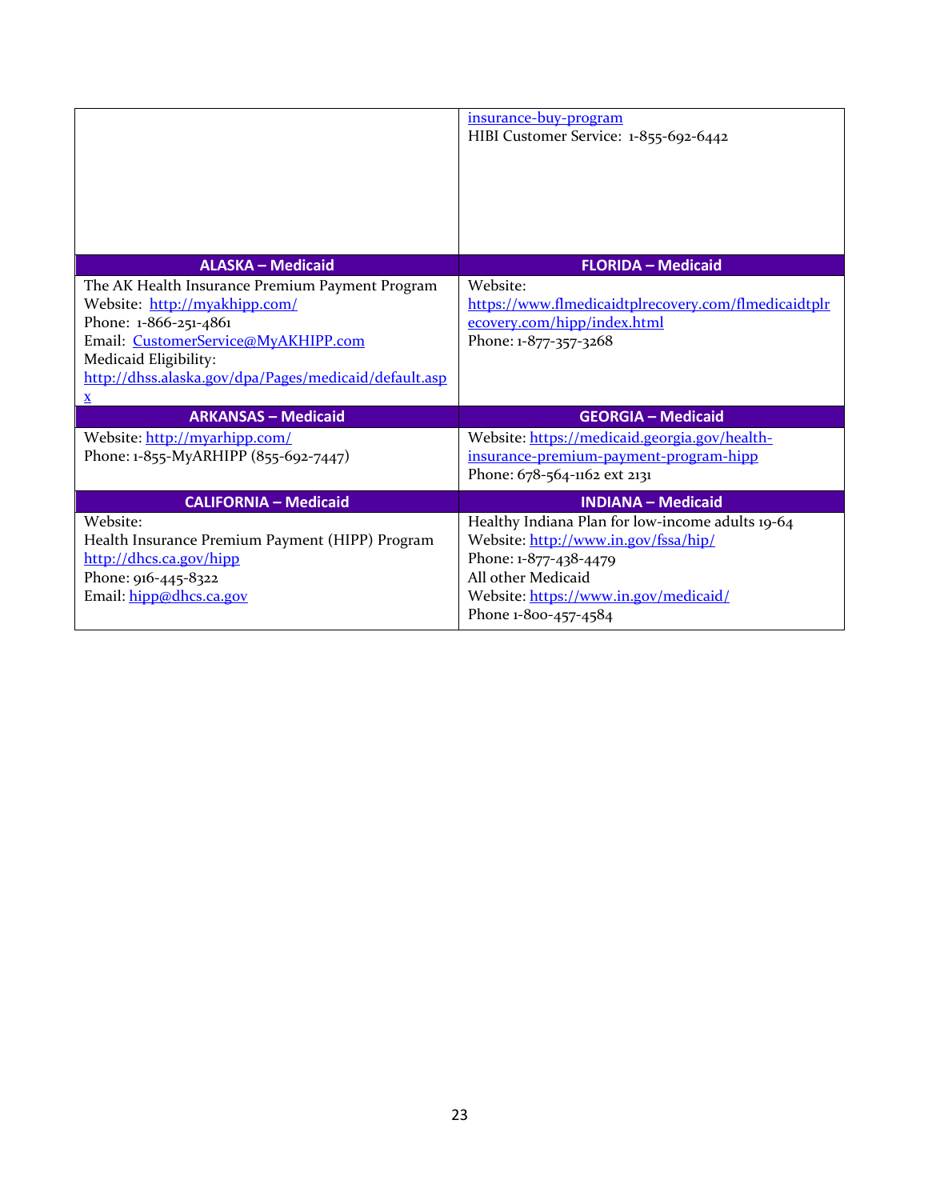| | |
|---|---|
| | insurance-buy-program<br>HIBI Customer Service: 1-855-692-6442 |
| **ALASKA – Medicaid** | **FLORIDA – Medicaid** |
| The AK Health Insurance Premium Payment Program<br>Website: http://myakhipp.com/<br>Phone: 1-866-251-4861<br>Email: CustomerService@MyAKHIPP.com<br>Medicaid Eligibility:<br>http://dhss.alaska.gov/dpa/Pages/medicaid/default.aspx | Website:<br>https://www.flmedicaidtplrecovery.com/flmedicaidtplrecovery.com/hipp/index.html<br>Phone: 1-877-357-3268 |
| **ARKANSAS – Medicaid** | **GEORGIA – Medicaid** |
| Website: http://myarhipp.com/<br>Phone: 1-855-MyARHIPP (855-692-7447) | Website: https://medicaid.georgia.gov/health-insurance-premium-payment-program-hipp<br>Phone: 678-564-1162 ext 2131 |
| **CALIFORNIA – Medicaid** | **INDIANA – Medicaid** |
| Website:<br>Health Insurance Premium Payment (HIPP) Program<br>http://dhcs.ca.gov/hipp<br>Phone: 916-445-8322<br>Email: hipp@dhcs.ca.gov | Healthy Indiana Plan for low-income adults 19-64<br>Website: http://www.in.gov/fssa/hip/<br>Phone: 1-877-438-4479<br>All other Medicaid<br>Website: https://www.in.gov/medicaid/<br>Phone 1-800-457-4584 |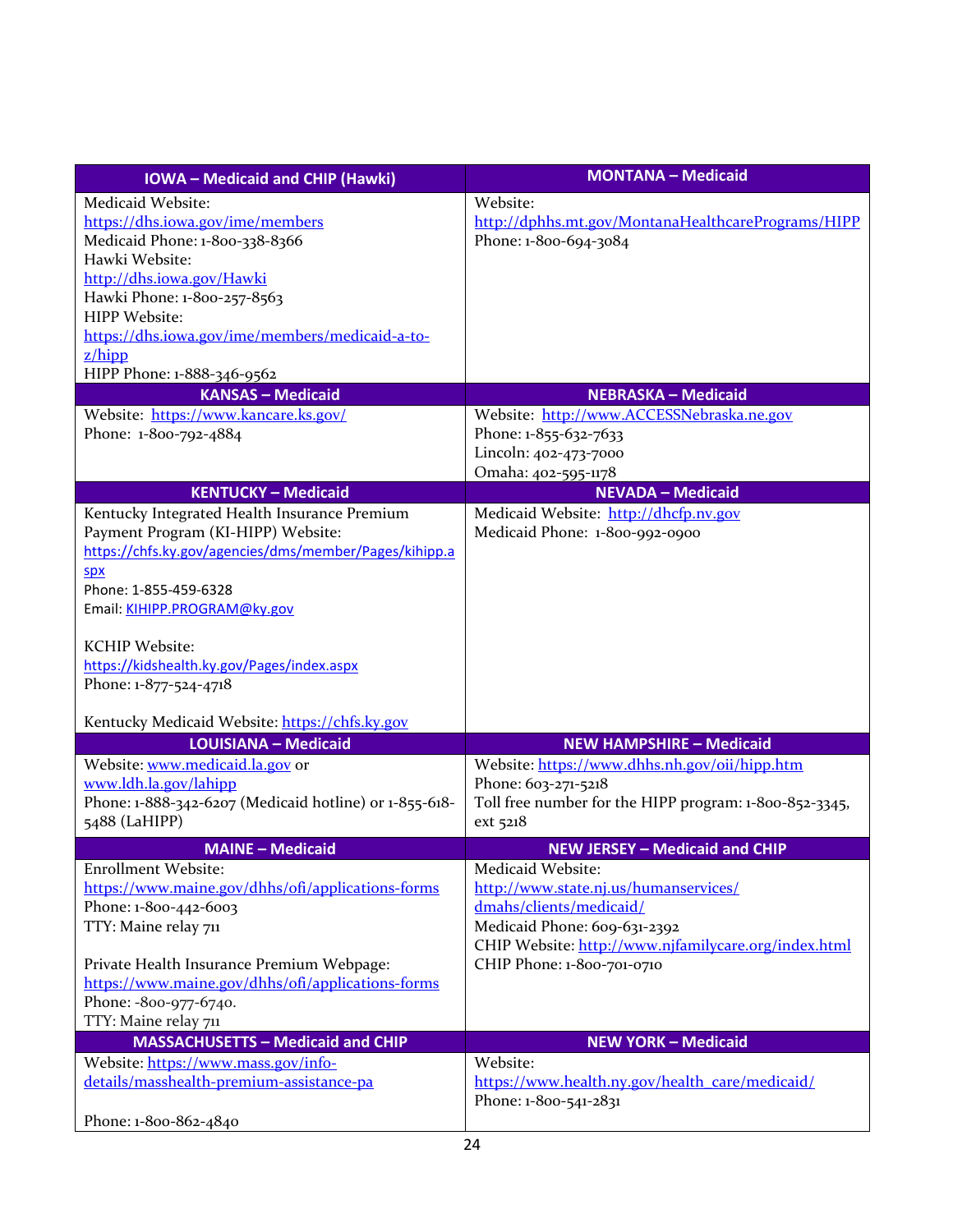| IOWA – Medicaid and CHIP (Hawki) | MONTANA – Medicaid |
|---|---|
| Medicaid Website:<br>https://dhs.iowa.gov/ime/members<br>Medicaid Phone: 1-800-338-8366<br>Hawki Website:<br>http://dhs.iowa.gov/Hawki<br>Hawki Phone: 1-800-257-8563<br>HIPP Website:<br>https://dhs.iowa.gov/ime/members/medicaid-a-to-z/hipp<br>HIPP Phone: 1-888-346-9562 | Website:<br>http://dphhs.mt.gov/MontanaHealthcarePrograms/HIPP<br>Phone: 1-800-694-3084 |
| **KANSAS – Medicaid** | **NEBRASKA – Medicaid** |
| Website: https://www.kancare.ks.gov/<br>Phone: 1-800-792-4884 | Website: http://www.ACCESSNebraska.ne.gov<br>Phone: 1-855-632-7633<br>Lincoln: 402-473-7000<br>Omaha: 402-595-1178 |
| **KENTUCKY – Medicaid** | **NEVADA – Medicaid** |
| Kentucky Integrated Health Insurance Premium Payment Program (KI-HIPP) Website:<br>https://chfs.ky.gov/agencies/dms/member/Pages/kihipp.aspx<br>Phone: 1-855-459-6328<br>Email: KIHIPP.PROGRAM@ky.gov<br><br>KCHIP Website:<br>https://kidshealth.ky.gov/Pages/index.aspx<br>Phone: 1-877-524-4718<br><br>Kentucky Medicaid Website: https://chfs.ky.gov | Medicaid Website: http://dhcfp.nv.gov<br>Medicaid Phone: 1-800-992-0900 |
| **LOUISIANA – Medicaid** | **NEW HAMPSHIRE – Medicaid** |
| Website: www.medicaid.la.gov or www.ldh.la.gov/lahipp<br>Phone: 1-888-342-6207 (Medicaid hotline) or 1-855-618-5488 (LaHIPP) | Website: https://www.dhhs.nh.gov/oii/hipp.htm<br>Phone: 603-271-5218<br>Toll free number for the HIPP program: 1-800-852-3345, ext 5218 |
| **MAINE – Medicaid** | **NEW JERSEY – Medicaid and CHIP** |
| Enrollment Website:<br>https://www.maine.gov/dhhs/ofi/applications-forms<br>Phone: 1-800-442-6003<br>TTY: Maine relay 711<br><br>Private Health Insurance Premium Webpage:<br>https://www.maine.gov/dhhs/ofi/applications-forms<br>Phone: -800-977-6740.<br>TTY: Maine relay 711 | Medicaid Website:<br>http://www.state.nj.us/humanservices/dmahs/clients/medicaid/<br>Medicaid Phone: 609-631-2392<br>CHIP Website: http://www.njfamilycare.org/index.html<br>CHIP Phone: 1-800-701-0710 |
| **MASSACHUSETTS – Medicaid and CHIP** | **NEW YORK – Medicaid** |
| Website: https://www.mass.gov/info-details/masshealth-premium-assistance-pa<br><br>Phone: 1-800-862-4840 | Website:<br>https://www.health.ny.gov/health_care/medicaid/<br>Phone: 1-800-541-2831 |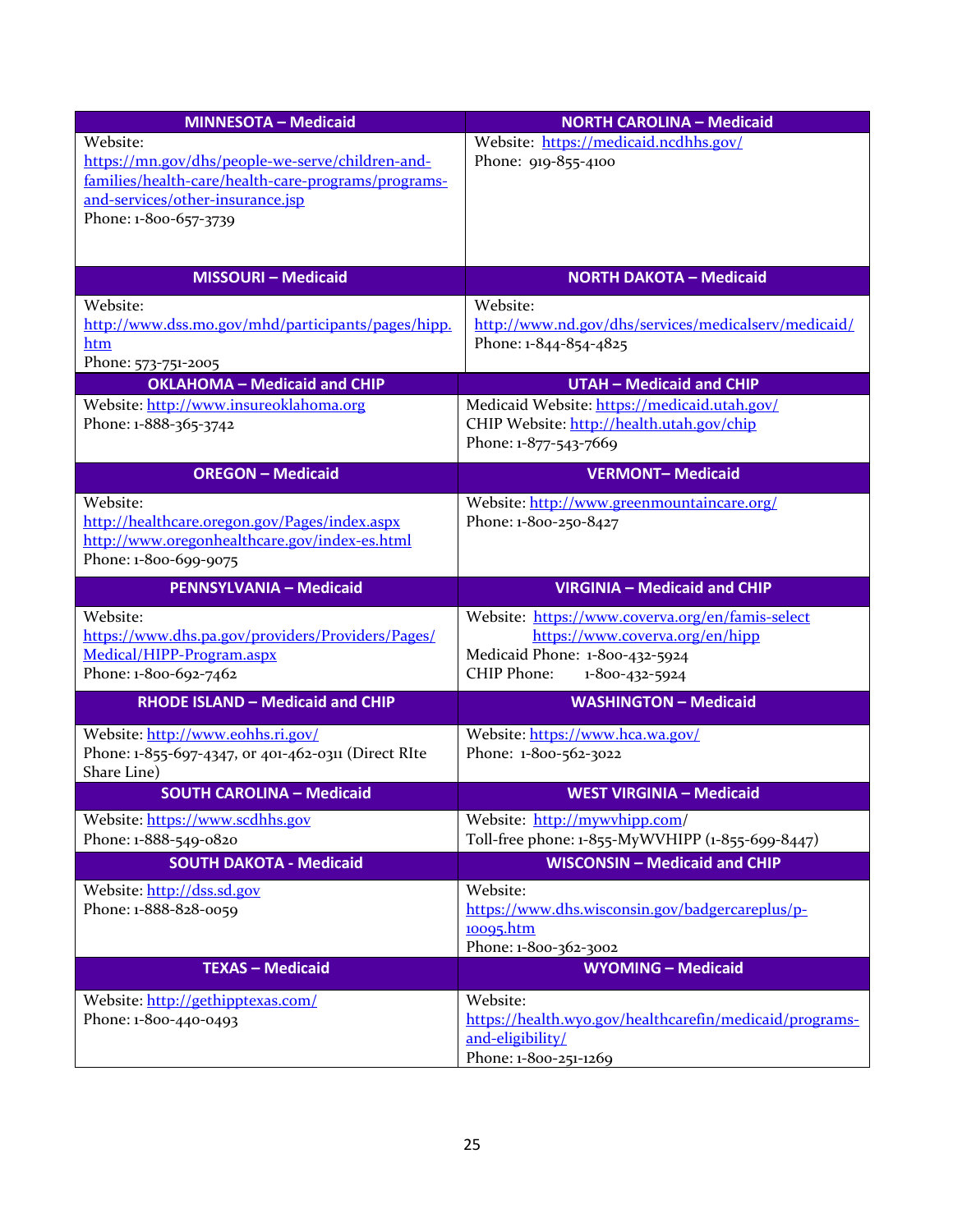| MINNESOTA – Medicaid | NORTH CAROLINA – Medicaid |
|---|---|
| Website: https://mn.gov/dhs/people-we-serve/children-and-families/health-care/health-care-programs/programs-and-services/other-insurance.jsp<br>Phone: 1-800-657-3739 | Website: https://medicaid.ncdhhs.gov/<br>Phone: 919-855-4100 |
| **MISSOURI – Medicaid** | **NORTH DAKOTA – Medicaid** |
| Website: http://www.dss.mo.gov/mhd/participants/pages/hipp.htm<br>Phone: 573-751-2005 | Website: http://www.nd.gov/dhs/services/medicalserv/medicaid/<br>Phone: 1-844-854-4825 |
| **OKLAHOMA – Medicaid and CHIP** | **UTAH – Medicaid and CHIP** |
| Website: http://www.insureoklahoma.org<br>Phone: 1-888-365-3742 | Medicaid Website: https://medicaid.utah.gov/<br>CHIP Website: http://health.utah.gov/chip<br>Phone: 1-877-543-7669 |
| **OREGON – Medicaid** | **VERMONT– Medicaid** |
| Website: http://healthcare.oregon.gov/Pages/index.aspx<br>http://www.oregonhealthcare.gov/index-es.html<br>Phone: 1-800-699-9075 | Website: http://www.greenmountaincare.org/<br>Phone: 1-800-250-8427 |
| **PENNSYLVANIA – Medicaid** | **VIRGINIA – Medicaid and CHIP** |
| Website: https://www.dhs.pa.gov/providers/Providers/Pages/Medical/HIPP-Program.aspx<br>Phone: 1-800-692-7462 | Website: https://www.coverva.org/en/famis-select<br>https://www.coverva.org/en/hipp<br>Medicaid Phone: 1-800-432-5924<br>CHIP Phone: 1-800-432-5924 |
| **RHODE ISLAND – Medicaid and CHIP** | **WASHINGTON – Medicaid** |
| Website: http://www.eohhs.ri.gov/<br>Phone: 1-855-697-4347, or 401-462-0311 (Direct RIte Share Line) | Website: https://www.hca.wa.gov/<br>Phone: 1-800-562-3022 |
| **SOUTH CAROLINA – Medicaid** | **WEST VIRGINIA – Medicaid** |
| Website: https://www.scdhhs.gov<br>Phone: 1-888-549-0820 | Website: http://mywvhipp.com/<br>Toll-free phone: 1-855-MyWVHIPP (1-855-699-8447) |
| **SOUTH DAKOTA - Medicaid** | **WISCONSIN – Medicaid and CHIP** |
| Website: http://dss.sd.gov<br>Phone: 1-888-828-0059 | Website: https://www.dhs.wisconsin.gov/badgercareplus/p-10095.htm<br>Phone: 1-800-362-3002 |
| **TEXAS – Medicaid** | **WYOMING – Medicaid** |
| Website: http://gethipptexas.com/<br>Phone: 1-800-440-0493 | Website: https://health.wyo.gov/healthcarefin/medicaid/programs-and-eligibility/<br>Phone: 1-800-251-1269 |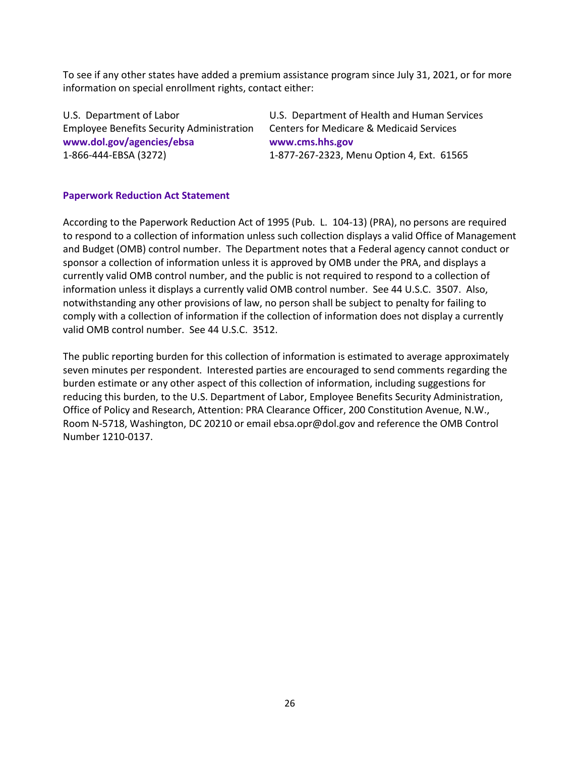To see if any other states have added a premium assistance program since July 31, 2021, or for more information on special enrollment rights, contact either:

U.S. Department of Labor
Employee Benefits Security Administration
**www.dol.gov/agencies/ebsa**
1-866-444-EBSA (3272)

U.S. Department of Health and Human Services
Centers for Medicare & Medicaid Services
**www.cms.hhs.gov**
1-877-267-2323, Menu Option 4, Ext. 61565

**Paperwork Reduction Act Statement**

According to the Paperwork Reduction Act of 1995 (Pub. L. 104-13) (PRA), no persons are required to respond to a collection of information unless such collection displays a valid Office of Management and Budget (OMB) control number. The Department notes that a Federal agency cannot conduct or sponsor a collection of information unless it is approved by OMB under the PRA, and displays a currently valid OMB control number, and the public is not required to respond to a collection of information unless it displays a currently valid OMB control number. See 44 U.S.C. 3507. Also, notwithstanding any other provisions of law, no person shall be subject to penalty for failing to comply with a collection of information if the collection of information does not display a currently valid OMB control number. See 44 U.S.C. 3512.

The public reporting burden for this collection of information is estimated to average approximately seven minutes per respondent. Interested parties are encouraged to send comments regarding the burden estimate or any other aspect of this collection of information, including suggestions for reducing this burden, to the U.S. Department of Labor, Employee Benefits Security Administration, Office of Policy and Research, Attention: PRA Clearance Officer, 200 Constitution Avenue, N.W., Room N-5718, Washington, DC 20210 or email ebsa.opr@dol.gov and reference the OMB Control Number 1210-0137.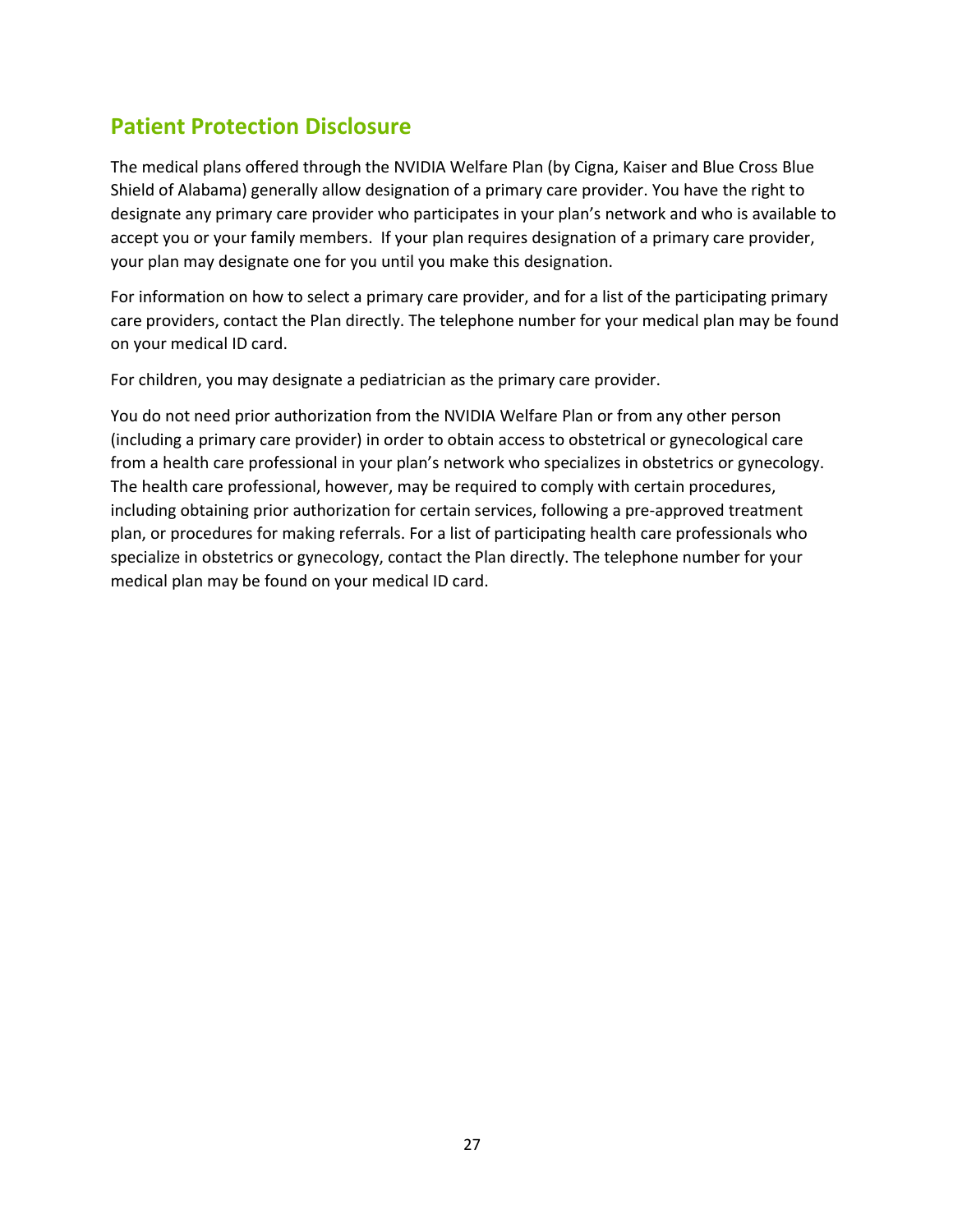## Patient Protection Disclosure

The medical plans offered through the NVIDIA Welfare Plan (by Cigna, Kaiser and Blue Cross Blue Shield of Alabama) generally allow designation of a primary care provider. You have the right to designate any primary care provider who participates in your plan's network and who is available to accept you or your family members.  If your plan requires designation of a primary care provider, your plan may designate one for you until you make this designation.

For information on how to select a primary care provider, and for a list of the participating primary care providers, contact the Plan directly. The telephone number for your medical plan may be found on your medical ID card.

For children, you may designate a pediatrician as the primary care provider.

You do not need prior authorization from the NVIDIA Welfare Plan or from any other person (including a primary care provider) in order to obtain access to obstetrical or gynecological care from a health care professional in your plan's network who specializes in obstetrics or gynecology. The health care professional, however, may be required to comply with certain procedures, including obtaining prior authorization for certain services, following a pre-approved treatment plan, or procedures for making referrals. For a list of participating health care professionals who specialize in obstetrics or gynecology, contact the Plan directly. The telephone number for your medical plan may be found on your medical ID card.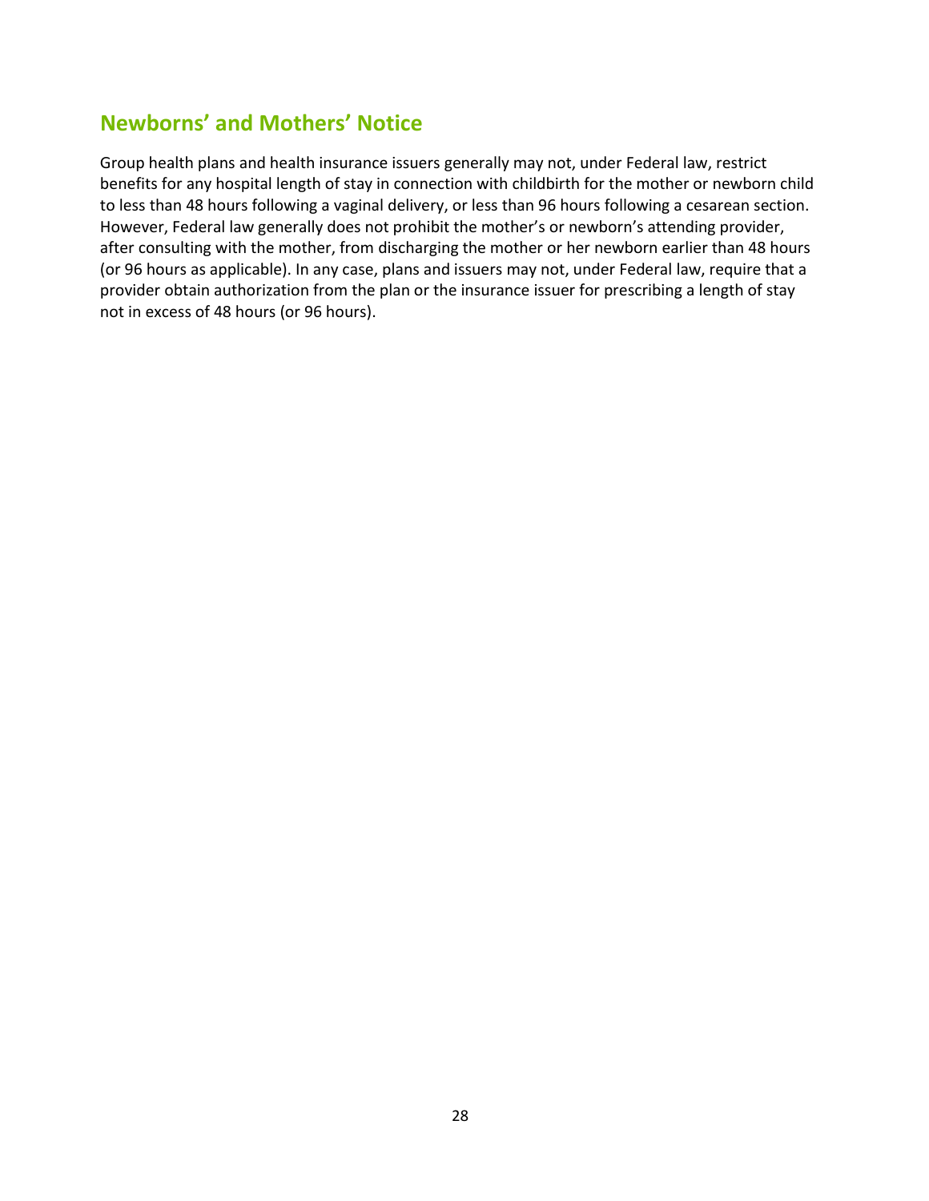## Newborns' and Mothers' Notice

Group health plans and health insurance issuers generally may not, under Federal law, restrict benefits for any hospital length of stay in connection with childbirth for the mother or newborn child to less than 48 hours following a vaginal delivery, or less than 96 hours following a cesarean section. However, Federal law generally does not prohibit the mother's or newborn's attending provider, after consulting with the mother, from discharging the mother or her newborn earlier than 48 hours (or 96 hours as applicable). In any case, plans and issuers may not, under Federal law, require that a provider obtain authorization from the plan or the insurance issuer for prescribing a length of stay not in excess of 48 hours (or 96 hours).